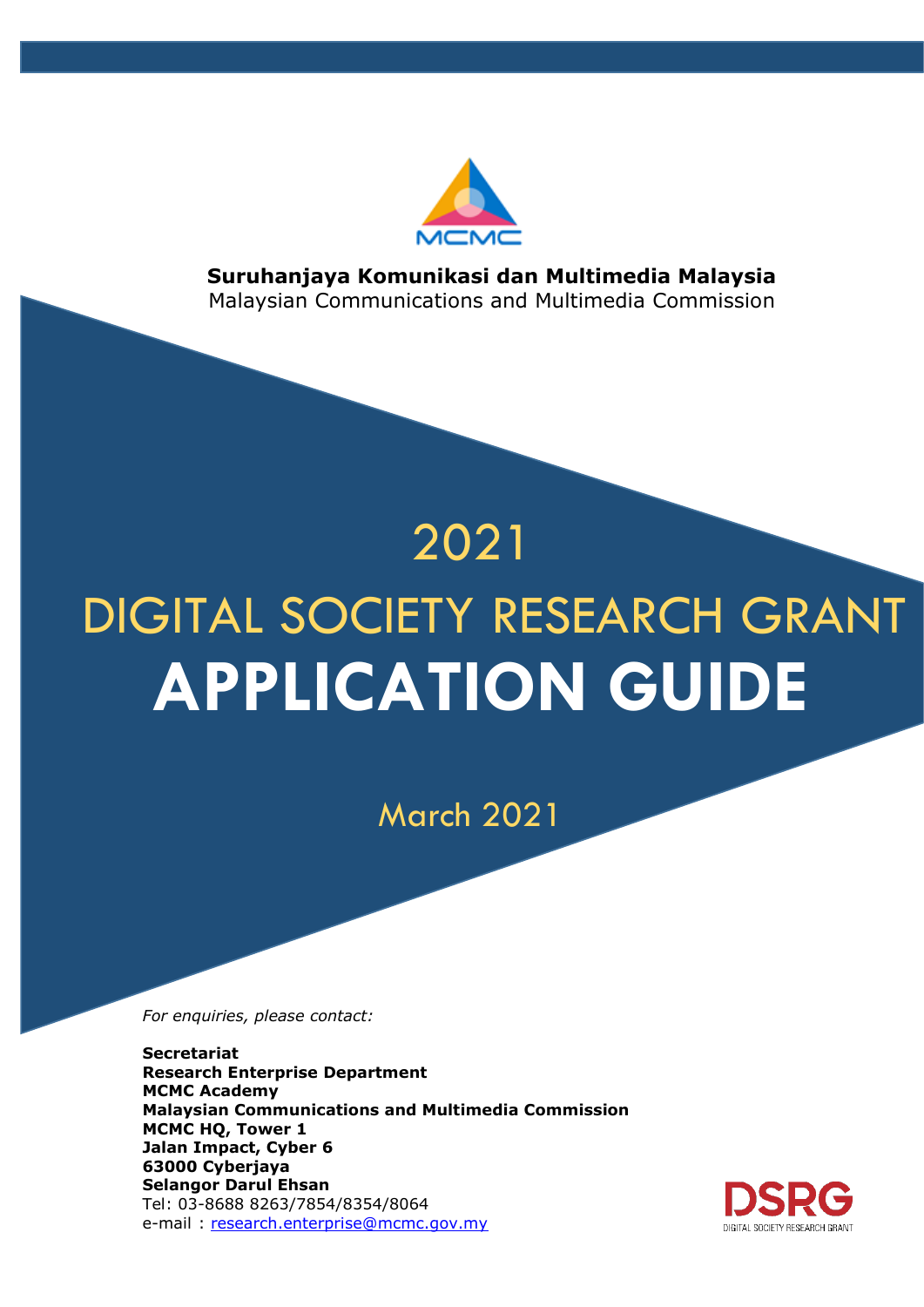MCMC

**Suruhanjaya Komunikasi dan Multimedia Malaysia**
Malaysian Communications and Multimedia Commission

# 2021
# DIGITAL SOCIETY RESEARCH GRANT
# APPLICATION GUIDE

March 2021

*For enquiries, please contact:*

**Secretariat**
**Research Enterprise Department**
**MCMC Academy**
**Malaysian Communications and Multimedia Commission**
**MCMC HQ, Tower 1**
**Jalan Impact, Cyber 6**
**63000 Cyberjaya**
**Selangor Darul Ehsan**
Tel: 03-8688 8263/7854/8354/8064
e-mail : research.enterprise@mcmc.gov.my

DSRG
DIGITAL SOCIETY RESEARCH GRANT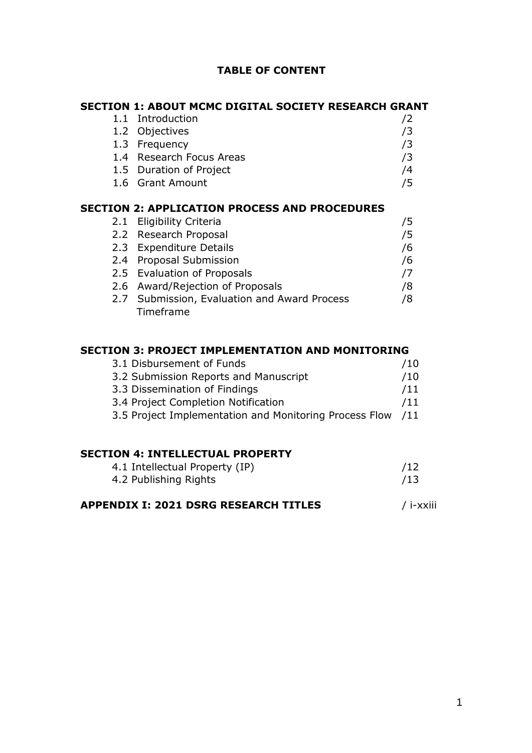# TABLE OF CONTENT

## SECTION 1: ABOUT MCMC DIGITAL SOCIETY RESEARCH GRANT

| | |
|---|---|
| 1.1 Introduction | /2 |
| 1.2 Objectives | /3 |
| 1.3 Frequency | /3 |
| 1.4 Research Focus Areas | /3 |
| 1.5 Duration of Project | /4 |
| 1.6 Grant Amount | /5 |

## SECTION 2: APPLICATION PROCESS AND PROCEDURES

| | |
|---|---|
| 2.1 Eligibility Criteria | /5 |
| 2.2 Research Proposal | /5 |
| 2.3 Expenditure Details | /6 |
| 2.4 Proposal Submission | /6 |
| 2.5 Evaluation of Proposals | /7 |
| 2.6 Award/Rejection of Proposals | /8 |
| 2.7 Submission, Evaluation and Award Process Timeframe | /8 |

## SECTION 3: PROJECT IMPLEMENTATION AND MONITORING

| | |
|---|---|
| 3.1 Disbursement of Funds | /10 |
| 3.2 Submission Reports and Manuscript | /10 |
| 3.3 Dissemination of Findings | /11 |
| 3.4 Project Completion Notification | /11 |
| 3.5 Project Implementation and Monitoring Process Flow | /11 |

## SECTION 4: INTELLECTUAL PROPERTY

| | |
|---|---|
| 4.1 Intellectual Property (IP) | /12 |
| 4.2 Publishing Rights | /13 |

## APPENDIX I: 2021 DSRG RESEARCH TITLES / i-xxiii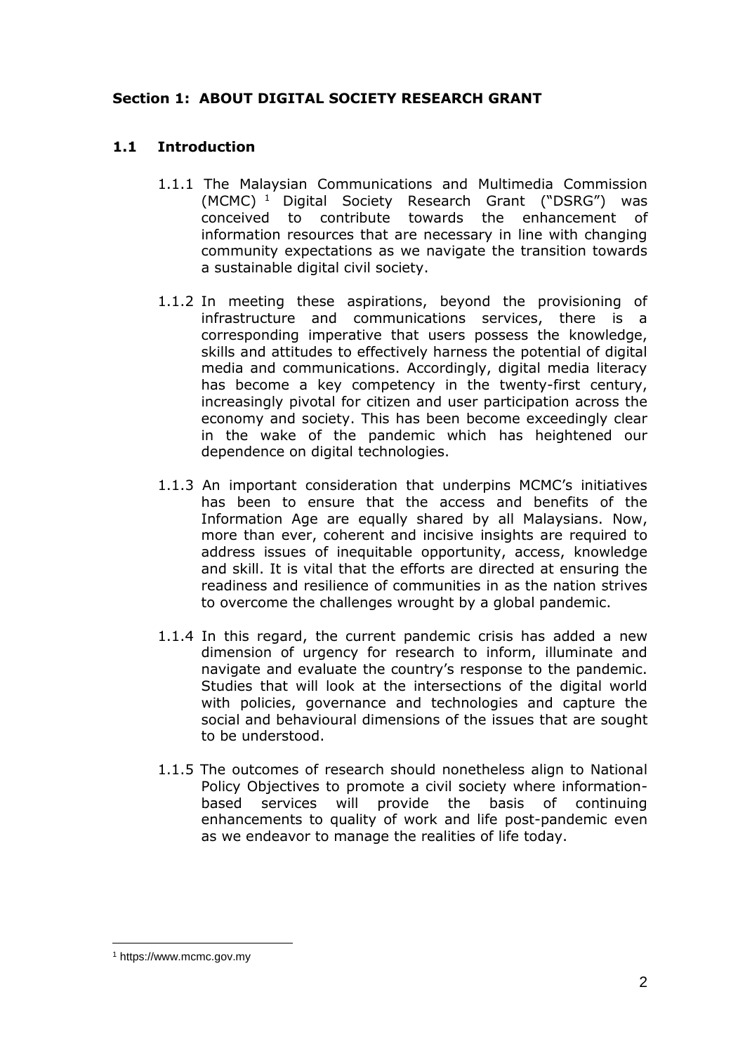## Section 1: ABOUT DIGITAL SOCIETY RESEARCH GRANT

### 1.1 Introduction

1.1.1 The Malaysian Communications and Multimedia Commission (MCMC) [1] Digital Society Research Grant ("DSRG") was conceived to contribute towards the enhancement of information resources that are necessary in line with changing community expectations as we navigate the transition towards a sustainable digital civil society.

1.1.2 In meeting these aspirations, beyond the provisioning of infrastructure and communications services, there is a corresponding imperative that users possess the knowledge, skills and attitudes to effectively harness the potential of digital media and communications. Accordingly, digital media literacy has become a key competency in the twenty-first century, increasingly pivotal for citizen and user participation across the economy and society. This has been become exceedingly clear in the wake of the pandemic which has heightened our dependence on digital technologies.

1.1.3 An important consideration that underpins MCMC's initiatives has been to ensure that the access and benefits of the Information Age are equally shared by all Malaysians. Now, more than ever, coherent and incisive insights are required to address issues of inequitable opportunity, access, knowledge and skill. It is vital that the efforts are directed at ensuring the readiness and resilience of communities in as the nation strives to overcome the challenges wrought by a global pandemic.

1.1.4 In this regard, the current pandemic crisis has added a new dimension of urgency for research to inform, illuminate and navigate and evaluate the country's response to the pandemic. Studies that will look at the intersections of the digital world with policies, governance and technologies and capture the social and behavioural dimensions of the issues that are sought to be understood.

1.1.5 The outcomes of research should nonetheless align to National Policy Objectives to promote a civil society where information-based services will provide the basis of continuing enhancements to quality of work and life post-pandemic even as we endeavor to manage the realities of life today.

[1] https://www.mcmc.gov.my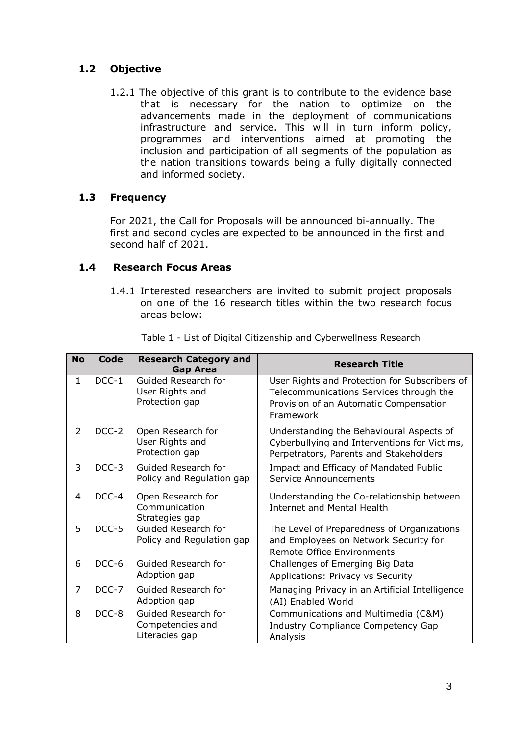## 1.2 Objective

1.2.1 The objective of this grant is to contribute to the evidence base that is necessary for the nation to optimize on the advancements made in the deployment of communications infrastructure and service. This will in turn inform policy, programmes and interventions aimed at promoting the inclusion and participation of all segments of the population as the nation transitions towards being a fully digitally connected and informed society.

## 1.3 Frequency

For 2021, the Call for Proposals will be announced bi-annually. The first and second cycles are expected to be announced in the first and second half of 2021.

## 1.4 Research Focus Areas

1.4.1 Interested researchers are invited to submit project proposals on one of the 16 research titles within the two research focus areas below:

Table 1 - List of Digital Citizenship and Cyberwellness Research

| No | Code | Research Category and Gap Area | Research Title |
|---|---|---|---|
| 1 | DCC-1 | Guided Research for User Rights and Protection gap | User Rights and Protection for Subscribers of Telecommunications Services through the Provision of an Automatic Compensation Framework |
| 2 | DCC-2 | Open Research for User Rights and Protection gap | Understanding the Behavioural Aspects of Cyberbullying and Interventions for Victims, Perpetrators, Parents and Stakeholders |
| 3 | DCC-3 | Guided Research for Policy and Regulation gap | Impact and Efficacy of Mandated Public Service Announcements |
| 4 | DCC-4 | Open Research for Communication Strategies gap | Understanding the Co-relationship between Internet and Mental Health |
| 5 | DCC-5 | Guided Research for Policy and Regulation gap | The Level of Preparedness of Organizations and Employees on Network Security for Remote Office Environments |
| 6 | DCC-6 | Guided Research for Adoption gap | Challenges of Emerging Big Data Applications: Privacy vs Security |
| 7 | DCC-7 | Guided Research for Adoption gap | Managing Privacy in an Artificial Intelligence (AI) Enabled World |
| 8 | DCC-8 | Guided Research for Competencies and Literacies gap | Communications and Multimedia (C&M) Industry Compliance Competency Gap Analysis |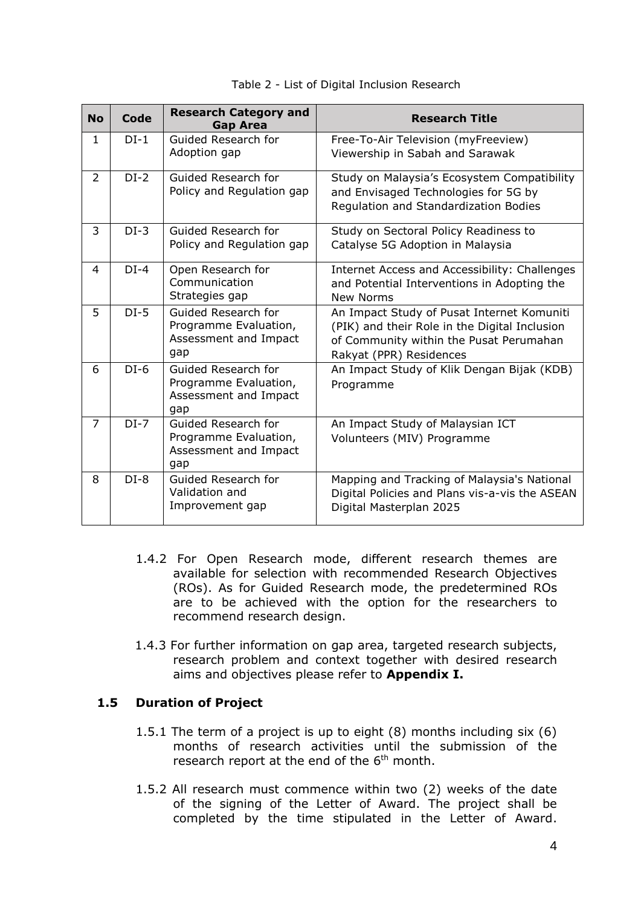Table 2 - List of Digital Inclusion Research

| No | Code | Research Category and Gap Area | Research Title |
|---|---|---|---|
| 1 | DI-1 | Guided Research for Adoption gap | Free-To-Air Television (myFreeview) Viewership in Sabah and Sarawak |
| 2 | DI-2 | Guided Research for Policy and Regulation gap | Study on Malaysia's Ecosystem Compatibility and Envisaged Technologies for 5G by Regulation and Standardization Bodies |
| 3 | DI-3 | Guided Research for Policy and Regulation gap | Study on Sectoral Policy Readiness to Catalyse 5G Adoption in Malaysia |
| 4 | DI-4 | Open Research for Communication Strategies gap | Internet Access and Accessibility: Challenges and Potential Interventions in Adopting the New Norms |
| 5 | DI-5 | Guided Research for Programme Evaluation, Assessment and Impact gap | An Impact Study of Pusat Internet Komuniti (PIK) and their Role in the Digital Inclusion of Community within the Pusat Perumahan Rakyat (PPR) Residences |
| 6 | DI-6 | Guided Research for Programme Evaluation, Assessment and Impact gap | An Impact Study of Klik Dengan Bijak (KDB) Programme |
| 7 | DI-7 | Guided Research for Programme Evaluation, Assessment and Impact gap | An Impact Study of Malaysian ICT Volunteers (MIV) Programme |
| 8 | DI-8 | Guided Research for Validation and Improvement gap | Mapping and Tracking of Malaysia's National Digital Policies and Plans vis-a-vis the ASEAN Digital Masterplan 2025 |

1.4.2 For Open Research mode, different research themes are available for selection with recommended Research Objectives (ROs). As for Guided Research mode, the predetermined ROs are to be achieved with the option for the researchers to recommend research design.

1.4.3 For further information on gap area, targeted research subjects, research problem and context together with desired research aims and objectives please refer to **Appendix I.**

## 1.5 Duration of Project

1.5.1 The term of a project is up to eight (8) months including six (6) months of research activities until the submission of the research report at the end of the 6th month.

1.5.2 All research must commence within two (2) weeks of the date of the signing of the Letter of Award. The project shall be completed by the time stipulated in the Letter of Award.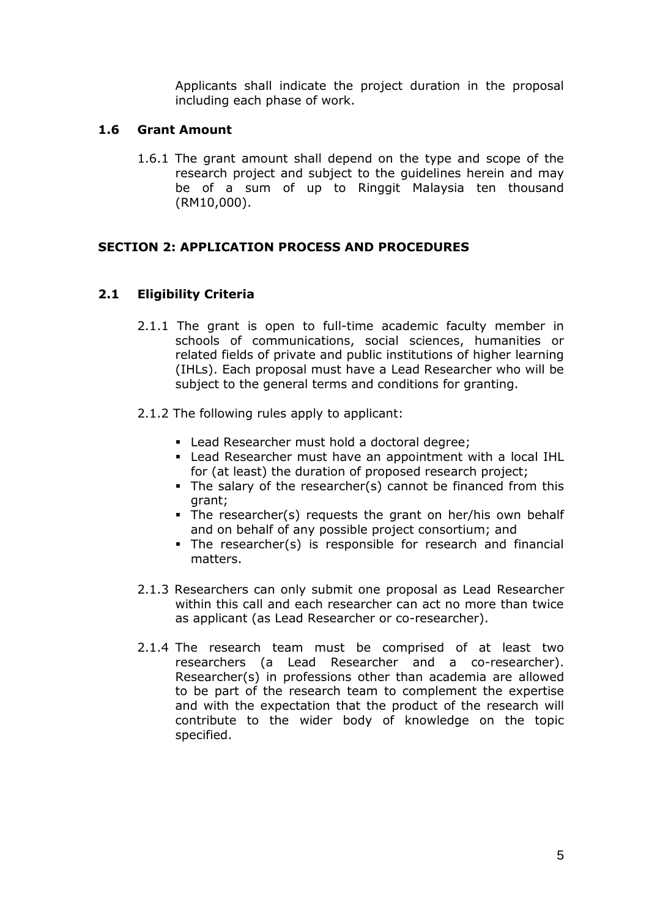Applicants shall indicate the project duration in the proposal including each phase of work.

### 1.6 Grant Amount

1.6.1 The grant amount shall depend on the type and scope of the research project and subject to the guidelines herein and may be of a sum of up to Ringgit Malaysia ten thousand (RM10,000).

## SECTION 2: APPLICATION PROCESS AND PROCEDURES

### 2.1 Eligibility Criteria

2.1.1 The grant is open to full-time academic faculty member in schools of communications, social sciences, humanities or related fields of private and public institutions of higher learning (IHLs). Each proposal must have a Lead Researcher who will be subject to the general terms and conditions for granting.

2.1.2 The following rules apply to applicant:

- Lead Researcher must hold a doctoral degree;
- Lead Researcher must have an appointment with a local IHL for (at least) the duration of proposed research project;
- The salary of the researcher(s) cannot be financed from this grant;
- The researcher(s) requests the grant on her/his own behalf and on behalf of any possible project consortium; and
- The researcher(s) is responsible for research and financial matters.

2.1.3 Researchers can only submit one proposal as Lead Researcher within this call and each researcher can act no more than twice as applicant (as Lead Researcher or co-researcher).

2.1.4 The research team must be comprised of at least two researchers (a Lead Researcher and a co-researcher). Researcher(s) in professions other than academia are allowed to be part of the research team to complement the expertise and with the expectation that the product of the research will contribute to the wider body of knowledge on the topic specified.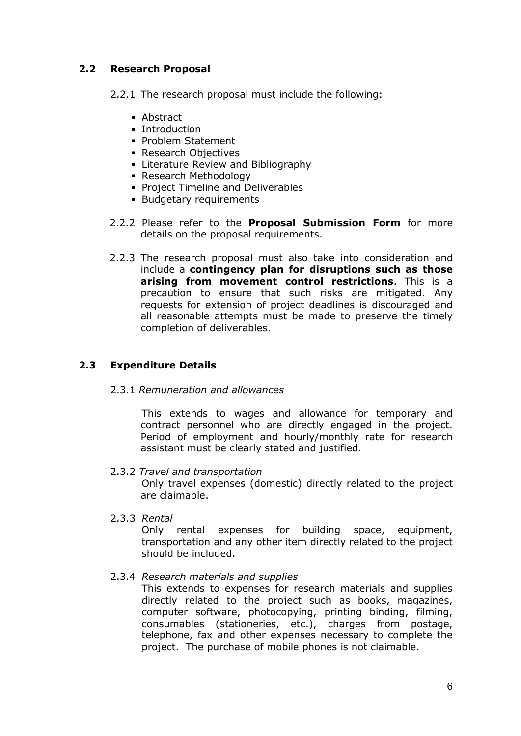## 2.2 Research Proposal

2.2.1 The research proposal must include the following:

- Abstract
- Introduction
- Problem Statement
- Research Objectives
- Literature Review and Bibliography
- Research Methodology
- Project Timeline and Deliverables
- Budgetary requirements

2.2.2 Please refer to the **Proposal Submission Form** for more details on the proposal requirements.

2.2.3 The research proposal must also take into consideration and include a **contingency plan for disruptions such as those arising from movement control restrictions**. This is a precaution to ensure that such risks are mitigated. Any requests for extension of project deadlines is discouraged and all reasonable attempts must be made to preserve the timely completion of deliverables.

## 2.3 Expenditure Details

2.3.1 *Remuneration and allowances*

This extends to wages and allowance for temporary and contract personnel who are directly engaged in the project. Period of employment and hourly/monthly rate for research assistant must be clearly stated and justified.

2.3.2 *Travel and transportation*

Only travel expenses (domestic) directly related to the project are claimable.

2.3.3 *Rental*

Only rental expenses for building space, equipment, transportation and any other item directly related to the project should be included.

2.3.4 *Research materials and supplies*

This extends to expenses for research materials and supplies directly related to the project such as books, magazines, computer software, photocopying, printing binding, filming, consumables (stationeries, etc.), charges from postage, telephone, fax and other expenses necessary to complete the project. The purchase of mobile phones is not claimable.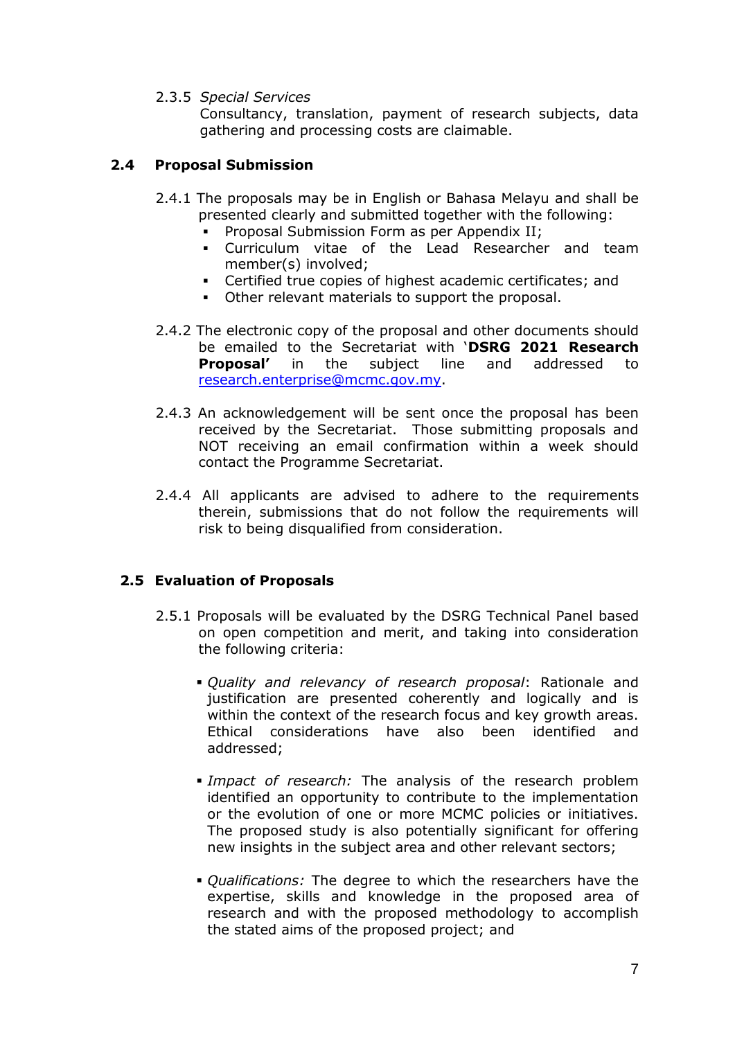2.3.5 *Special Services*

Consultancy, translation, payment of research subjects, data gathering and processing costs are claimable.

### 2.4 Proposal Submission

2.4.1 The proposals may be in English or Bahasa Melayu and shall be presented clearly and submitted together with the following:

- Proposal Submission Form as per Appendix II;
- Curriculum vitae of the Lead Researcher and team member(s) involved;
- Certified true copies of highest academic certificates; and
- Other relevant materials to support the proposal.

2.4.2 The electronic copy of the proposal and other documents should be emailed to the Secretariat with '**DSRG 2021 Research Proposal'** in the subject line and addressed to research.enterprise@mcmc.gov.my.

2.4.3 An acknowledgement will be sent once the proposal has been received by the Secretariat. Those submitting proposals and NOT receiving an email confirmation within a week should contact the Programme Secretariat.

2.4.4 All applicants are advised to adhere to the requirements therein, submissions that do not follow the requirements will risk to being disqualified from consideration.

### 2.5 Evaluation of Proposals

2.5.1 Proposals will be evaluated by the DSRG Technical Panel based on open competition and merit, and taking into consideration the following criteria:

- *Quality and relevancy of research proposal*: Rationale and justification are presented coherently and logically and is within the context of the research focus and key growth areas. Ethical considerations have also been identified and addressed;

- *Impact of research:* The analysis of the research problem identified an opportunity to contribute to the implementation or the evolution of one or more MCMC policies or initiatives. The proposed study is also potentially significant for offering new insights in the subject area and other relevant sectors;

- *Qualifications:* The degree to which the researchers have the expertise, skills and knowledge in the proposed area of research and with the proposed methodology to accomplish the stated aims of the proposed project; and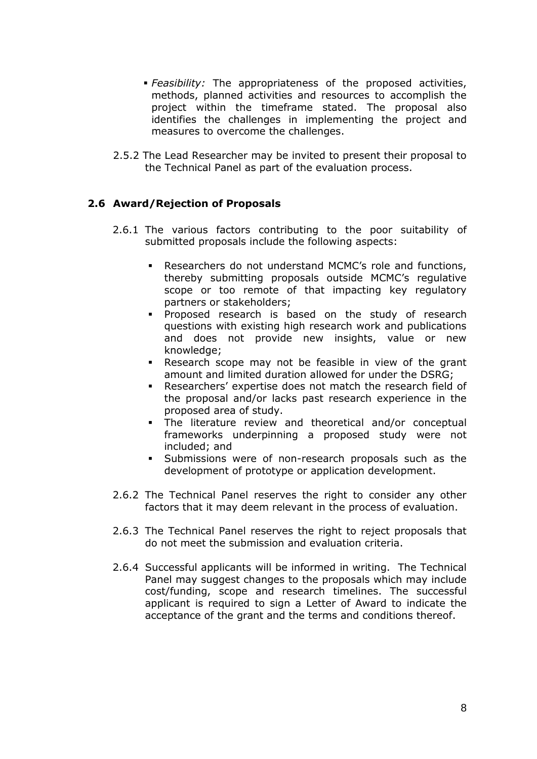- *Feasibility:* The appropriateness of the proposed activities, methods, planned activities and resources to accomplish the project within the timeframe stated. The proposal also identifies the challenges in implementing the project and measures to overcome the challenges.

2.5.2 The Lead Researcher may be invited to present their proposal to the Technical Panel as part of the evaluation process.

## 2.6 Award/Rejection of Proposals

2.6.1 The various factors contributing to the poor suitability of submitted proposals include the following aspects:

- Researchers do not understand MCMC's role and functions, thereby submitting proposals outside MCMC's regulative scope or too remote of that impacting key regulatory partners or stakeholders;
- Proposed research is based on the study of research questions with existing high research work and publications and does not provide new insights, value or new knowledge;
- Research scope may not be feasible in view of the grant amount and limited duration allowed for under the DSRG;
- Researchers' expertise does not match the research field of the proposal and/or lacks past research experience in the proposed area of study.
- The literature review and theoretical and/or conceptual frameworks underpinning a proposed study were not included; and
- Submissions were of non-research proposals such as the development of prototype or application development.

2.6.2 The Technical Panel reserves the right to consider any other factors that it may deem relevant in the process of evaluation.

2.6.3 The Technical Panel reserves the right to reject proposals that do not meet the submission and evaluation criteria.

2.6.4 Successful applicants will be informed in writing. The Technical Panel may suggest changes to the proposals which may include cost/funding, scope and research timelines. The successful applicant is required to sign a Letter of Award to indicate the acceptance of the grant and the terms and conditions thereof.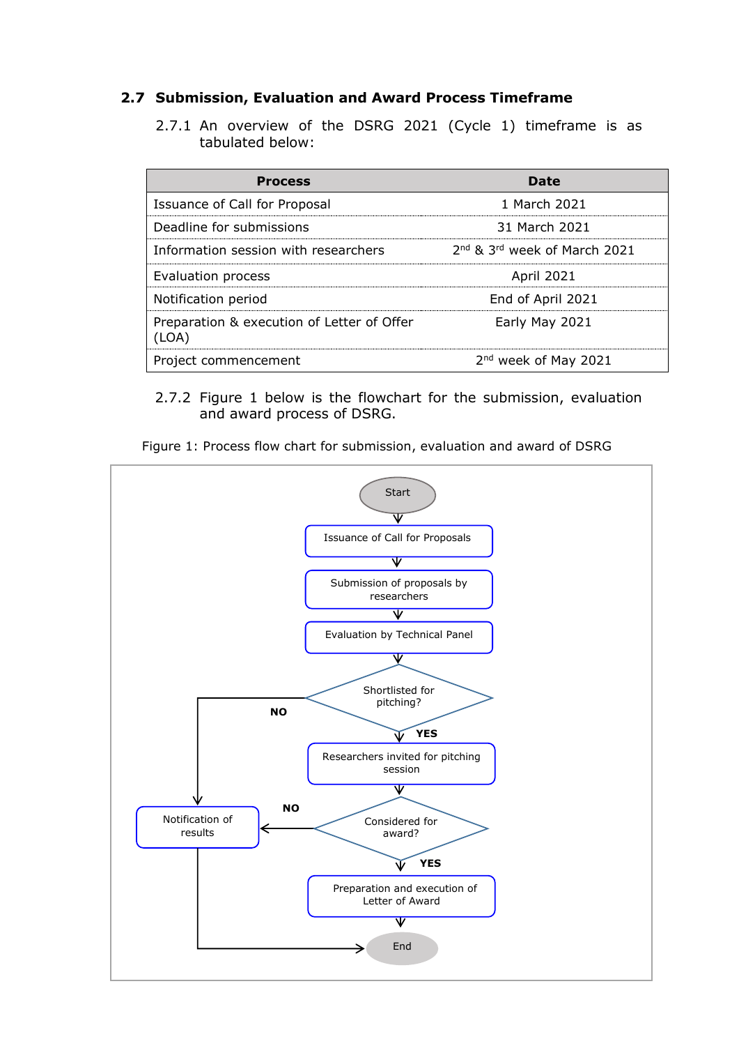## 2.7 Submission, Evaluation and Award Process Timeframe

2.7.1 An overview of the DSRG 2021 (Cycle 1) timeframe is as tabulated below:

| Process | Date |
|---|---|
| Issuance of Call for Proposal | 1 March 2021 |
| Deadline for submissions | 31 March 2021 |
| Information session with researchers | 2nd & 3rd week of March 2021 |
| Evaluation process | April 2021 |
| Notification period | End of April 2021 |
| Preparation & execution of Letter of Offer (LOA) | Early May 2021 |
| Project commencement | 2nd week of May 2021 |

2.7.2 Figure 1 below is the flowchart for the submission, evaluation and award process of DSRG.

Figure 1: Process flow chart for submission, evaluation and award of DSRG

Start → Issuance of Call for Proposals → Submission of proposals by researchers → Evaluation by Technical Panel → Shortlisted for pitching?

- NO → Notification of results → End
- YES → Researchers invited for pitching session → Considered for award?
  - NO → Notification of results → End
  - YES → Preparation and execution of Letter of Award → End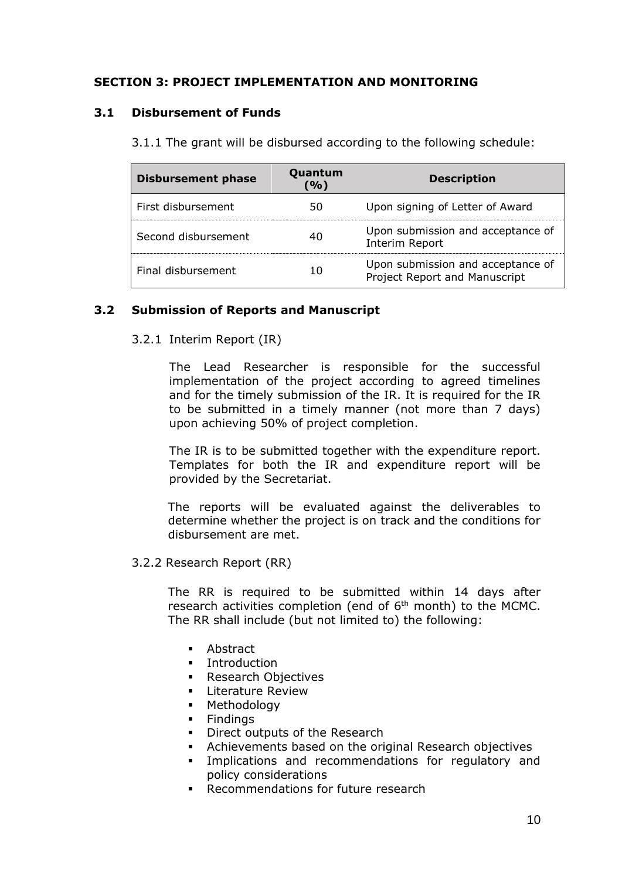## SECTION 3: PROJECT IMPLEMENTATION AND MONITORING

### 3.1 Disbursement of Funds

3.1.1 The grant will be disbursed according to the following schedule:

| Disbursement phase | Quantum (%) | Description |
|---|---|---|
| First disbursement | 50 | Upon signing of Letter of Award |
| Second disbursement | 40 | Upon submission and acceptance of Interim Report |
| Final disbursement | 10 | Upon submission and acceptance of Project Report and Manuscript |

### 3.2 Submission of Reports and Manuscript

3.2.1 Interim Report (IR)

The Lead Researcher is responsible for the successful implementation of the project according to agreed timelines and for the timely submission of the IR. It is required for the IR to be submitted in a timely manner (not more than 7 days) upon achieving 50% of project completion.

The IR is to be submitted together with the expenditure report. Templates for both the IR and expenditure report will be provided by the Secretariat.

The reports will be evaluated against the deliverables to determine whether the project is on track and the conditions for disbursement are met.

3.2.2 Research Report (RR)

The RR is required to be submitted within 14 days after research activities completion (end of 6th month) to the MCMC. The RR shall include (but not limited to) the following:

- Abstract
- Introduction
- Research Objectives
- Literature Review
- Methodology
- Findings
- Direct outputs of the Research
- Achievements based on the original Research objectives
- Implications and recommendations for regulatory and policy considerations
- Recommendations for future research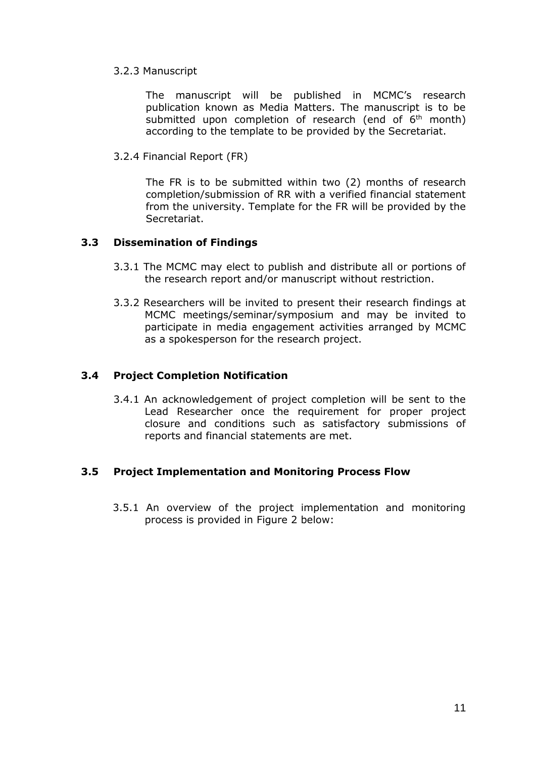#### 3.2.3 Manuscript

The manuscript will be published in MCMC's research publication known as Media Matters. The manuscript is to be submitted upon completion of research (end of 6th month) according to the template to be provided by the Secretariat.

#### 3.2.4 Financial Report (FR)

The FR is to be submitted within two (2) months of research completion/submission of RR with a verified financial statement from the university. Template for the FR will be provided by the Secretariat.

### 3.3 Dissemination of Findings

3.3.1 The MCMC may elect to publish and distribute all or portions of the research report and/or manuscript without restriction.

3.3.2 Researchers will be invited to present their research findings at MCMC meetings/seminar/symposium and may be invited to participate in media engagement activities arranged by MCMC as a spokesperson for the research project.

### 3.4 Project Completion Notification

3.4.1 An acknowledgement of project completion will be sent to the Lead Researcher once the requirement for proper project closure and conditions such as satisfactory submissions of reports and financial statements are met.

### 3.5 Project Implementation and Monitoring Process Flow

3.5.1 An overview of the project implementation and monitoring process is provided in Figure 2 below: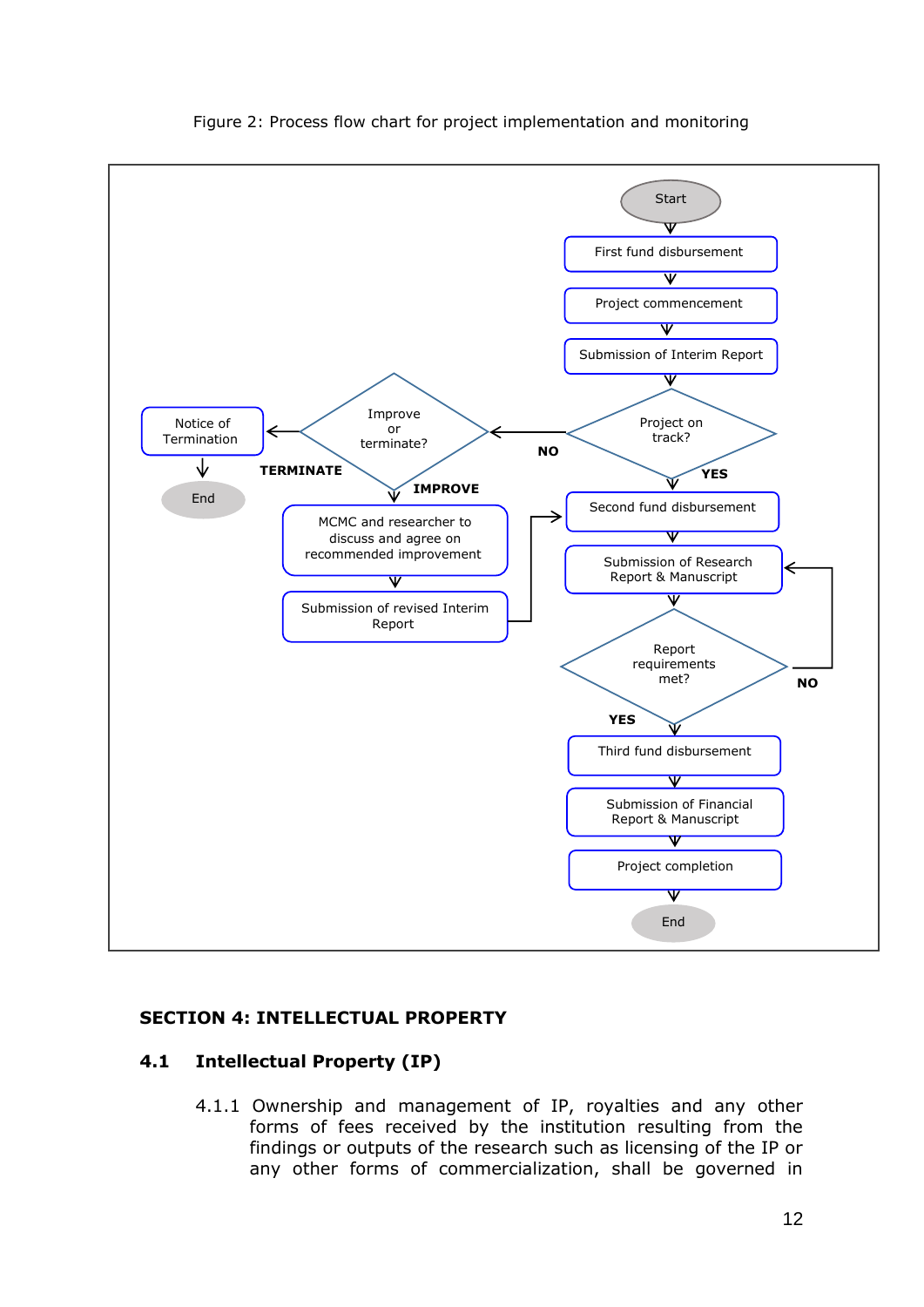Figure 2: Process flow chart for project implementation and monitoring

```
Start
  ↓
First fund disbursement
  ↓
Project commencement
  ↓
Submission of Interim Report
  ↓
Project on track?
  ├─ NO → Improve or terminate?
  │         ├─ TERMINATE → Notice of Termination → End
  │         └─ IMPROVE → MCMC and researcher to discuss and agree on recommended improvement
  │                        ↓
  │                      Submission of revised Interim Report → Second fund disbursement
  └─ YES
  ↓
Second fund disbursement
  ↓
Submission of Research Report & Manuscript
  ↓
Report requirements met?
  ├─ NO → Submission of Research Report & Manuscript
  └─ YES
  ↓
Third fund disbursement
  ↓
Submission of Financial Report & Manuscript
  ↓
Project completion
  ↓
End
```

## SECTION 4: INTELLECTUAL PROPERTY

### 4.1 Intellectual Property (IP)

4.1.1 Ownership and management of IP, royalties and any other forms of fees received by the institution resulting from the findings or outputs of the research such as licensing of the IP or any other forms of commercialization, shall be governed in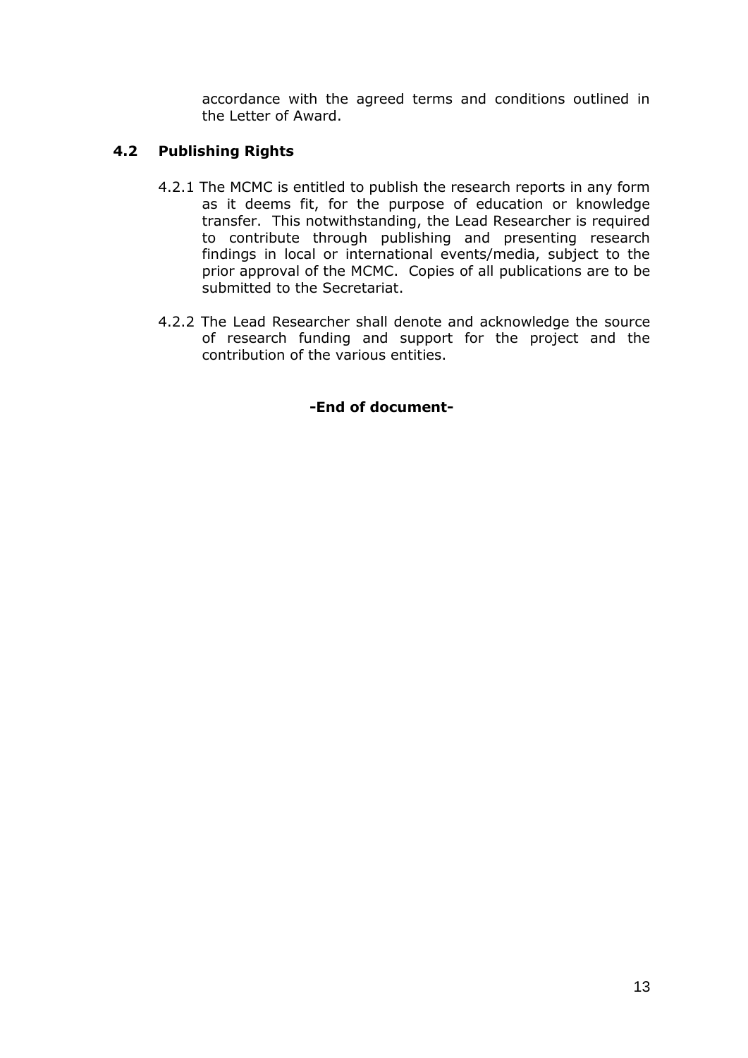accordance with the agreed terms and conditions outlined in the Letter of Award.

### 4.2 Publishing Rights

4.2.1 The MCMC is entitled to publish the research reports in any form as it deems fit, for the purpose of education or knowledge transfer. This notwithstanding, the Lead Researcher is required to contribute through publishing and presenting research findings in local or international events/media, subject to the prior approval of the MCMC. Copies of all publications are to be submitted to the Secretariat.

4.2.2 The Lead Researcher shall denote and acknowledge the source of research funding and support for the project and the contribution of the various entities.

**-End of document-**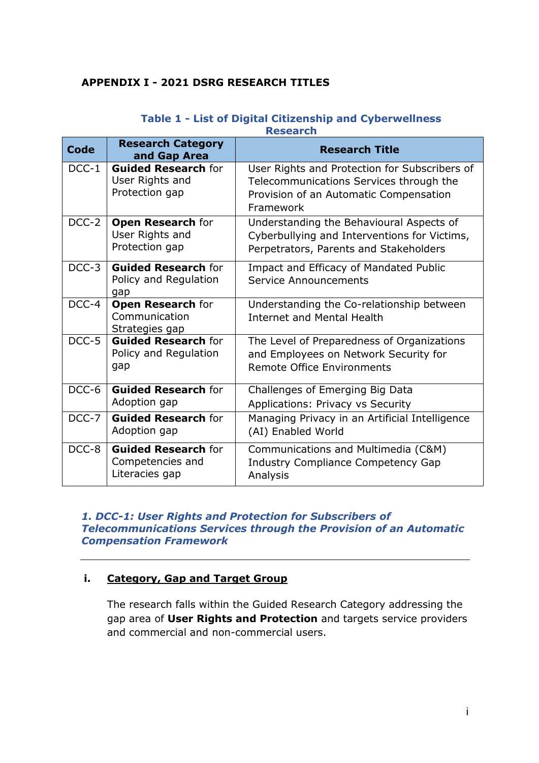**APPENDIX I - 2021 DSRG RESEARCH TITLES**

**Table 1 - List of Digital Citizenship and Cyberwellness Research**

| Code | Research Category and Gap Area | Research Title |
|---|---|---|
| DCC-1 | **Guided Research** for User Rights and Protection gap | User Rights and Protection for Subscribers of Telecommunications Services through the Provision of an Automatic Compensation Framework |
| DCC-2 | **Open Research** for User Rights and Protection gap | Understanding the Behavioural Aspects of Cyberbullying and Interventions for Victims, Perpetrators, Parents and Stakeholders |
| DCC-3 | **Guided Research** for Policy and Regulation gap | Impact and Efficacy of Mandated Public Service Announcements |
| DCC-4 | **Open Research** for Communication Strategies gap | Understanding the Co-relationship between Internet and Mental Health |
| DCC-5 | **Guided Research** for Policy and Regulation gap | The Level of Preparedness of Organizations and Employees on Network Security for Remote Office Environments |
| DCC-6 | **Guided Research** for Adoption gap | Challenges of Emerging Big Data Applications: Privacy vs Security |
| DCC-7 | **Guided Research** for Adoption gap | Managing Privacy in an Artificial Intelligence (AI) Enabled World |
| DCC-8 | **Guided Research** for Competencies and Literacies gap | Communications and Multimedia (C&M) Industry Compliance Competency Gap Analysis |

### *1. DCC-1: User Rights and Protection for Subscribers of Telecommunications Services through the Provision of an Automatic Compensation Framework*

---

#### i. Category, Gap and Target Group

The research falls within the Guided Research Category addressing the gap area of **User Rights and Protection** and targets service providers and commercial and non-commercial users.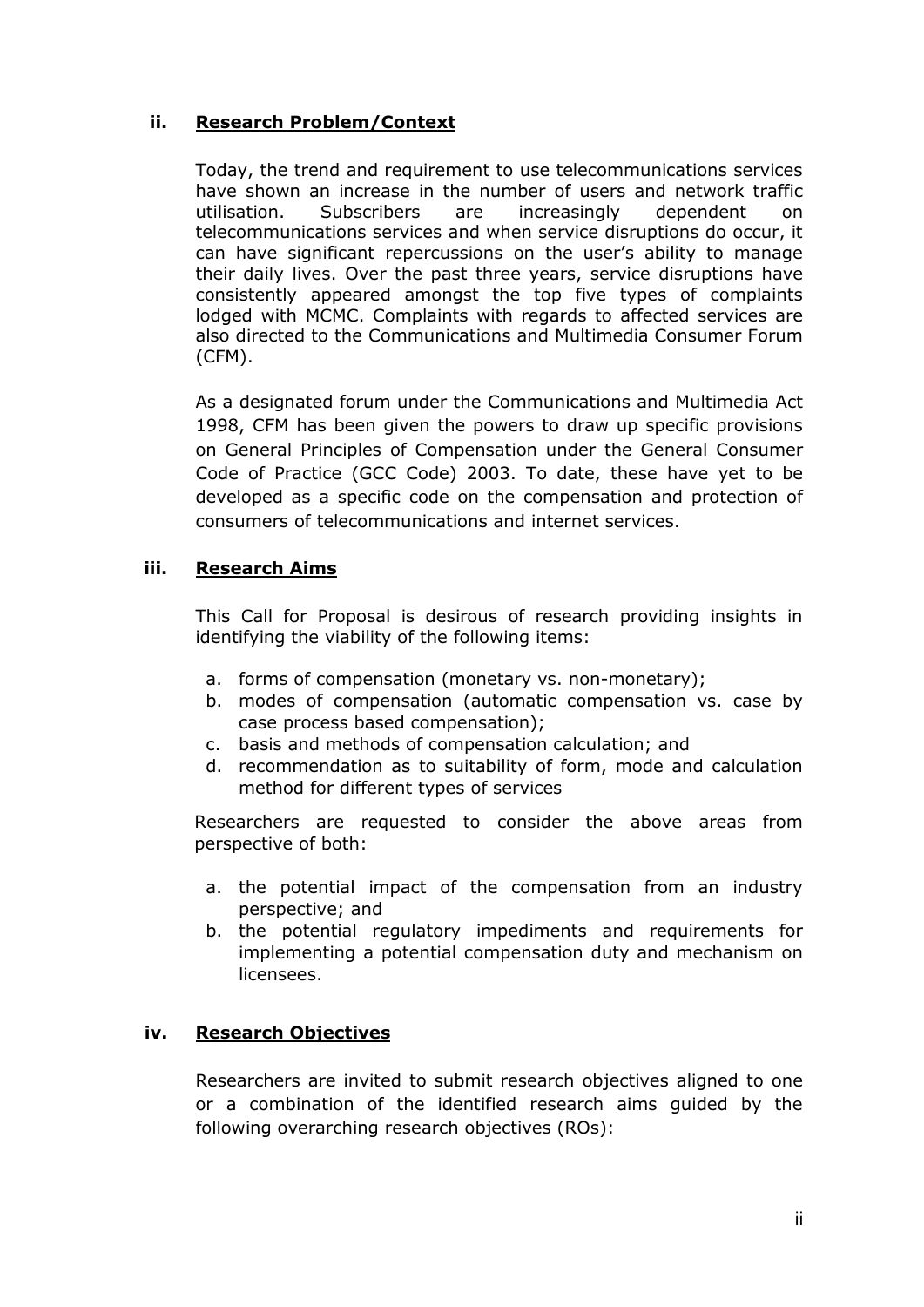## ii. Research Problem/Context

Today, the trend and requirement to use telecommunications services have shown an increase in the number of users and network traffic utilisation. Subscribers are increasingly dependent on telecommunications services and when service disruptions do occur, it can have significant repercussions on the user's ability to manage their daily lives. Over the past three years, service disruptions have consistently appeared amongst the top five types of complaints lodged with MCMC. Complaints with regards to affected services are also directed to the Communications and Multimedia Consumer Forum (CFM).

As a designated forum under the Communications and Multimedia Act 1998, CFM has been given the powers to draw up specific provisions on General Principles of Compensation under the General Consumer Code of Practice (GCC Code) 2003. To date, these have yet to be developed as a specific code on the compensation and protection of consumers of telecommunications and internet services.

## iii. Research Aims

This Call for Proposal is desirous of research providing insights in identifying the viability of the following items:

a. forms of compensation (monetary vs. non-monetary);
b. modes of compensation (automatic compensation vs. case by case process based compensation);
c. basis and methods of compensation calculation; and
d. recommendation as to suitability of form, mode and calculation method for different types of services

Researchers are requested to consider the above areas from perspective of both:

a. the potential impact of the compensation from an industry perspective; and
b. the potential regulatory impediments and requirements for implementing a potential compensation duty and mechanism on licensees.

## iv. Research Objectives

Researchers are invited to submit research objectives aligned to one or a combination of the identified research aims guided by the following overarching research objectives (ROs):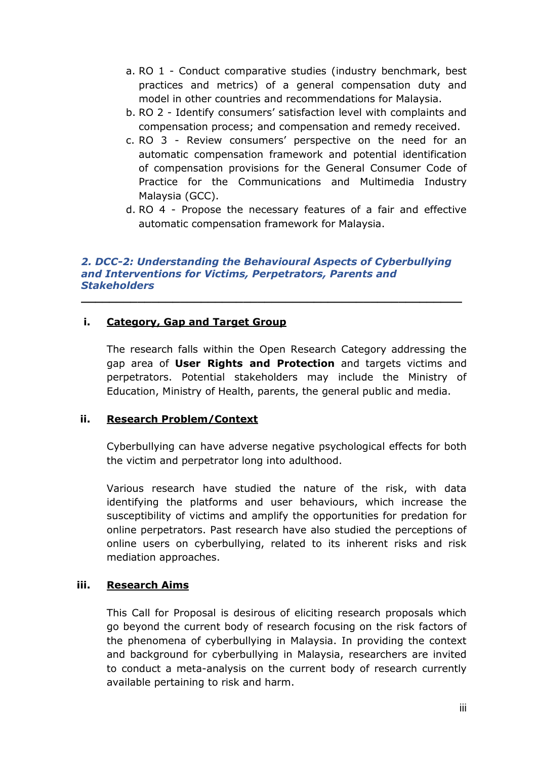a. RO 1 - Conduct comparative studies (industry benchmark, best practices and metrics) of a general compensation duty and model in other countries and recommendations for Malaysia.
b. RO 2 - Identify consumers' satisfaction level with complaints and compensation process; and compensation and remedy received.
c. RO 3 - Review consumers' perspective on the need for an automatic compensation framework and potential identification of compensation provisions for the General Consumer Code of Practice for the Communications and Multimedia Industry Malaysia (GCC).
d. RO 4 - Propose the necessary features of a fair and effective automatic compensation framework for Malaysia.

## *2. DCC-2: Understanding the Behavioural Aspects of Cyberbullying and Interventions for Victims, Perpetrators, Parents and Stakeholders*

---

### i. Category, Gap and Target Group

The research falls within the Open Research Category addressing the gap area of **User Rights and Protection** and targets victims and perpetrators. Potential stakeholders may include the Ministry of Education, Ministry of Health, parents, the general public and media.

### ii. Research Problem/Context

Cyberbullying can have adverse negative psychological effects for both the victim and perpetrator long into adulthood.

Various research have studied the nature of the risk, with data identifying the platforms and user behaviours, which increase the susceptibility of victims and amplify the opportunities for predation for online perpetrators. Past research have also studied the perceptions of online users on cyberbullying, related to its inherent risks and risk mediation approaches.

### iii. Research Aims

This Call for Proposal is desirous of eliciting research proposals which go beyond the current body of research focusing on the risk factors of the phenomena of cyberbullying in Malaysia. In providing the context and background for cyberbullying in Malaysia, researchers are invited to conduct a meta-analysis on the current body of research currently available pertaining to risk and harm.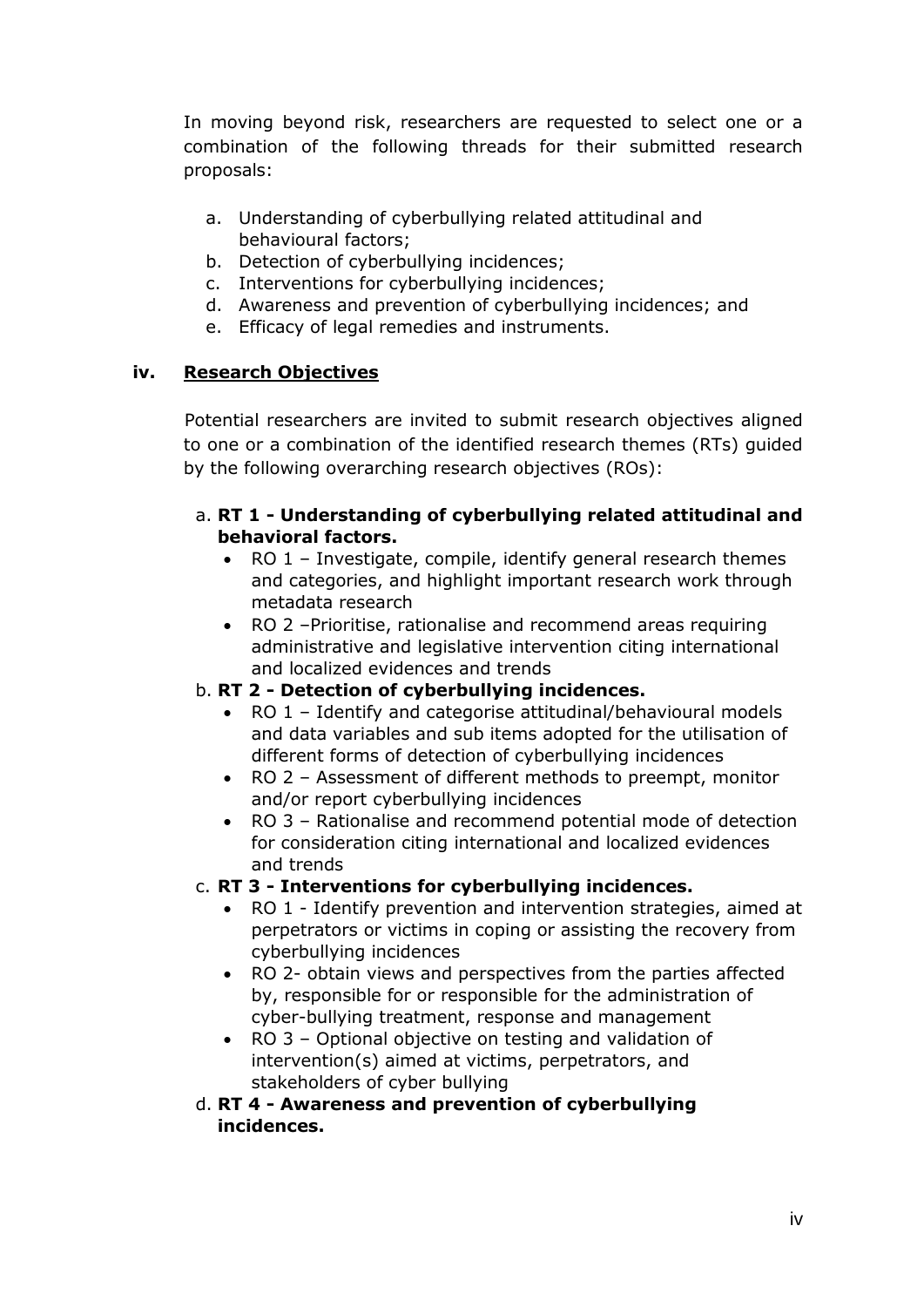In moving beyond risk, researchers are requested to select one or a combination of the following threads for their submitted research proposals:

a. Understanding of cyberbullying related attitudinal and behavioural factors;
b. Detection of cyberbullying incidences;
c. Interventions for cyberbullying incidences;
d. Awareness and prevention of cyberbullying incidences; and
e. Efficacy of legal remedies and instruments.

### iv. <u>Research Objectives</u>

Potential researchers are invited to submit research objectives aligned to one or a combination of the identified research themes (RTs) guided by the following overarching research objectives (ROs):

a. **RT 1 - Understanding of cyberbullying related attitudinal and behavioral factors.**
   - RO 1 – Investigate, compile, identify general research themes and categories, and highlight important research work through metadata research
   - RO 2 –Prioritise, rationalise and recommend areas requiring administrative and legislative intervention citing international and localized evidences and trends

b. **RT 2 - Detection of cyberbullying incidences.**
   - RO 1 – Identify and categorise attitudinal/behavioural models and data variables and sub items adopted for the utilisation of different forms of detection of cyberbullying incidences
   - RO 2 – Assessment of different methods to preempt, monitor and/or report cyberbullying incidences
   - RO 3 – Rationalise and recommend potential mode of detection for consideration citing international and localized evidences and trends

c. **RT 3 - Interventions for cyberbullying incidences.**
   - RO 1 - Identify prevention and intervention strategies, aimed at perpetrators or victims in coping or assisting the recovery from cyberbullying incidences
   - RO 2- obtain views and perspectives from the parties affected by, responsible for or responsible for the administration of cyber-bullying treatment, response and management
   - RO 3 – Optional objective on testing and validation of intervention(s) aimed at victims, perpetrators, and stakeholders of cyber bullying

d. **RT 4 - Awareness and prevention of cyberbullying incidences.**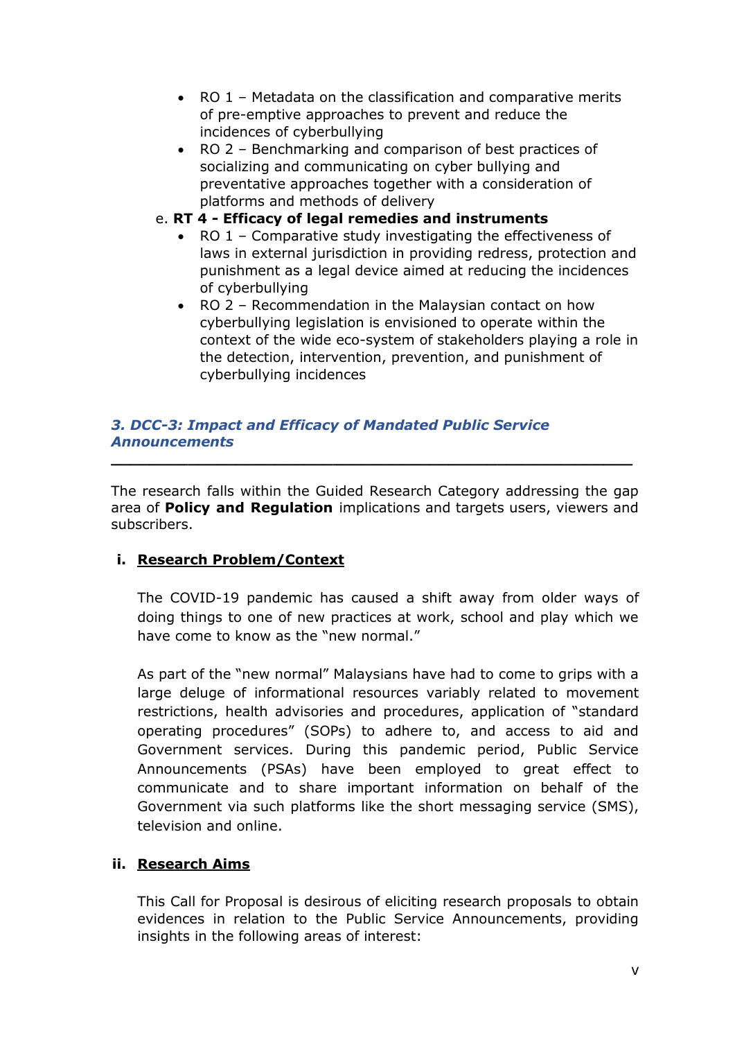- RO 1 – Metadata on the classification and comparative merits of pre-emptive approaches to prevent and reduce the incidences of cyberbullying
- RO 2 – Benchmarking and comparison of best practices of socializing and communicating on cyber bullying and preventative approaches together with a consideration of platforms and methods of delivery

e. **RT 4 - Efficacy of legal remedies and instruments**

- RO 1 – Comparative study investigating the effectiveness of laws in external jurisdiction in providing redress, protection and punishment as a legal device aimed at reducing the incidences of cyberbullying
- RO 2 – Recommendation in the Malaysian contact on how cyberbullying legislation is envisioned to operate within the context of the wide eco-system of stakeholders playing a role in the detection, intervention, prevention, and punishment of cyberbullying incidences

### *3. DCC-3: Impact and Efficacy of Mandated Public Service Announcements*

---

The research falls within the Guided Research Category addressing the gap area of **Policy and Regulation** implications and targets users, viewers and subscribers.

#### i. Research Problem/Context

The COVID-19 pandemic has caused a shift away from older ways of doing things to one of new practices at work, school and play which we have come to know as the "new normal."

As part of the "new normal" Malaysians have had to come to grips with a large deluge of informational resources variably related to movement restrictions, health advisories and procedures, application of "standard operating procedures" (SOPs) to adhere to, and access to aid and Government services. During this pandemic period, Public Service Announcements (PSAs) have been employed to great effect to communicate and to share important information on behalf of the Government via such platforms like the short messaging service (SMS), television and online.

#### ii. Research Aims

This Call for Proposal is desirous of eliciting research proposals to obtain evidences in relation to the Public Service Announcements, providing insights in the following areas of interest: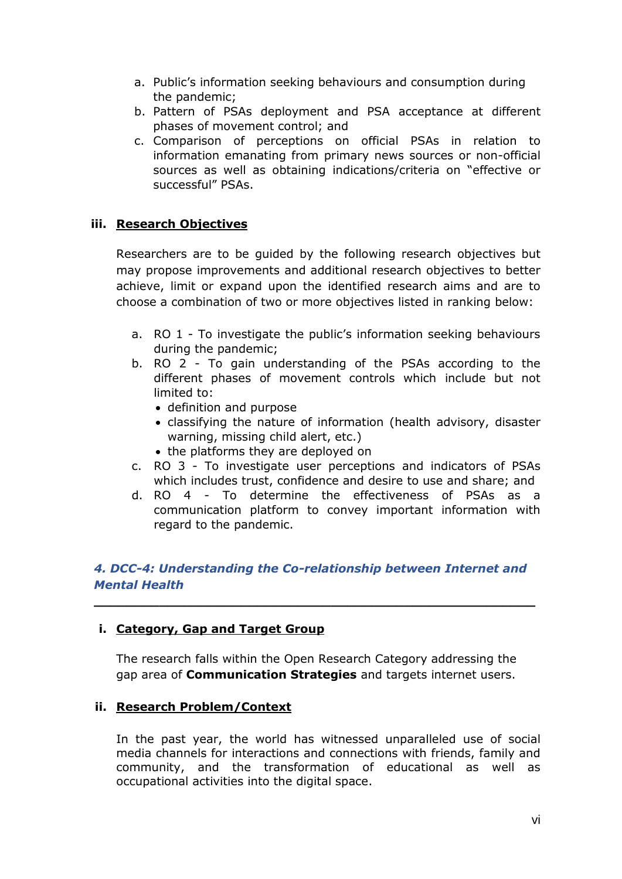a. Public's information seeking behaviours and consumption during the pandemic;
b. Pattern of PSAs deployment and PSA acceptance at different phases of movement control; and
c. Comparison of perceptions on official PSAs in relation to information emanating from primary news sources or non-official sources as well as obtaining indications/criteria on "effective or successful" PSAs.

### iii. Research Objectives

Researchers are to be guided by the following research objectives but may propose improvements and additional research objectives to better achieve, limit or expand upon the identified research aims and are to choose a combination of two or more objectives listed in ranking below:

a. RO 1 - To investigate the public's information seeking behaviours during the pandemic;
b. RO 2 - To gain understanding of the PSAs according to the different phases of movement controls which include but not limited to:
   - definition and purpose
   - classifying the nature of information (health advisory, disaster warning, missing child alert, etc.)
   - the platforms they are deployed on
c. RO 3 - To investigate user perceptions and indicators of PSAs which includes trust, confidence and desire to use and share; and
d. RO 4 - To determine the effectiveness of PSAs as a communication platform to convey important information with regard to the pandemic.

## *4. DCC-4: Understanding the Co-relationship between Internet and Mental Health*

### i. Category, Gap and Target Group

The research falls within the Open Research Category addressing the gap area of **Communication Strategies** and targets internet users.

### ii. Research Problem/Context

In the past year, the world has witnessed unparalleled use of social media channels for interactions and connections with friends, family and community, and the transformation of educational as well as occupational activities into the digital space.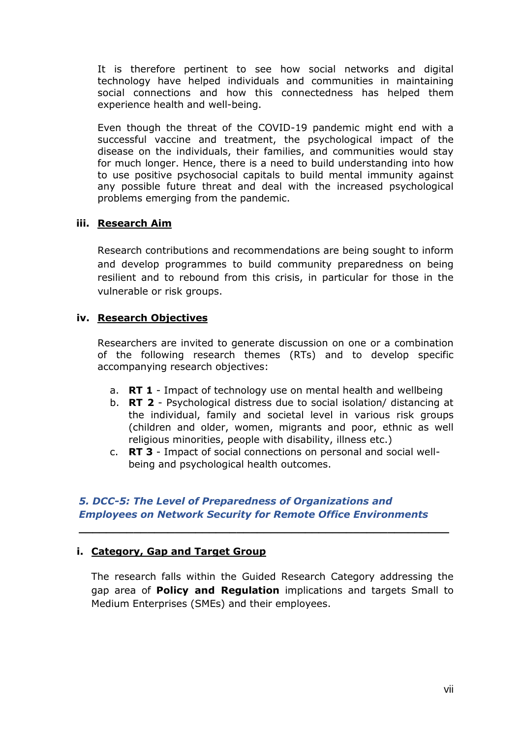It is therefore pertinent to see how social networks and digital technology have helped individuals and communities in maintaining social connections and how this connectedness has helped them experience health and well-being.

Even though the threat of the COVID-19 pandemic might end with a successful vaccine and treatment, the psychological impact of the disease on the individuals, their families, and communities would stay for much longer. Hence, there is a need to build understanding into how to use positive psychosocial capitals to build mental immunity against any possible future threat and deal with the increased psychological problems emerging from the pandemic.

#### iii. Research Aim

Research contributions and recommendations are being sought to inform and develop programmes to build community preparedness on being resilient and to rebound from this crisis, in particular for those in the vulnerable or risk groups.

#### iv. Research Objectives

Researchers are invited to generate discussion on one or a combination of the following research themes (RTs) and to develop specific accompanying research objectives:

a. **RT 1** - Impact of technology use on mental health and wellbeing
b. **RT 2** - Psychological distress due to social isolation/ distancing at the individual, family and societal level in various risk groups (children and older, women, migrants and poor, ethnic as well religious minorities, people with disability, illness etc.)
c. **RT 3** - Impact of social connections on personal and social well-being and psychological health outcomes.

### *5. DCC-5: The Level of Preparedness of Organizations and Employees on Network Security for Remote Office Environments*

---

#### i. Category, Gap and Target Group

The research falls within the Guided Research Category addressing the gap area of **Policy and Regulation** implications and targets Small to Medium Enterprises (SMEs) and their employees.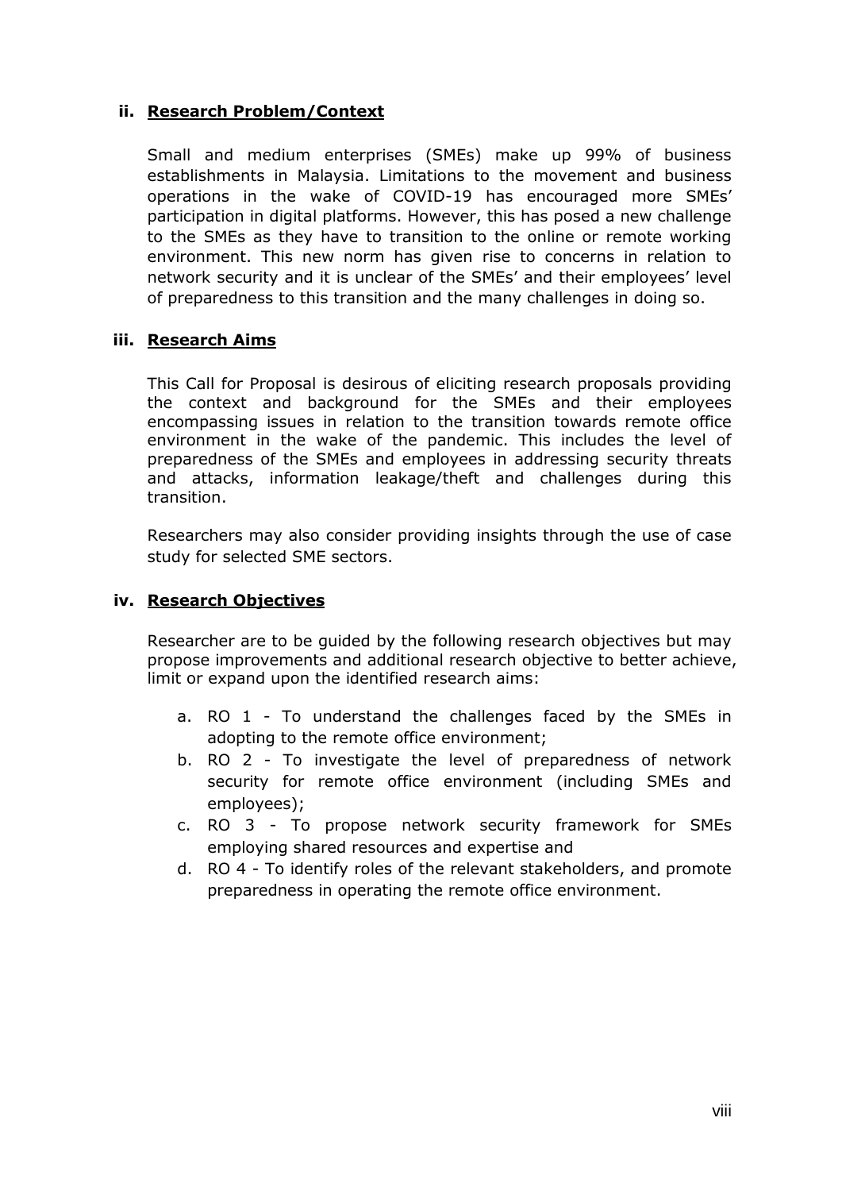### ii. Research Problem/Context

Small and medium enterprises (SMEs) make up 99% of business establishments in Malaysia. Limitations to the movement and business operations in the wake of COVID-19 has encouraged more SMEs' participation in digital platforms. However, this has posed a new challenge to the SMEs as they have to transition to the online or remote working environment. This new norm has given rise to concerns in relation to network security and it is unclear of the SMEs' and their employees' level of preparedness to this transition and the many challenges in doing so.

### iii. Research Aims

This Call for Proposal is desirous of eliciting research proposals providing the context and background for the SMEs and their employees encompassing issues in relation to the transition towards remote office environment in the wake of the pandemic. This includes the level of preparedness of the SMEs and employees in addressing security threats and attacks, information leakage/theft and challenges during this transition.

Researchers may also consider providing insights through the use of case study for selected SME sectors.

### iv. Research Objectives

Researcher are to be guided by the following research objectives but may propose improvements and additional research objective to better achieve, limit or expand upon the identified research aims:

a. RO 1 - To understand the challenges faced by the SMEs in adopting to the remote office environment;
b. RO 2 - To investigate the level of preparedness of network security for remote office environment (including SMEs and employees);
c. RO 3 - To propose network security framework for SMEs employing shared resources and expertise and
d. RO 4 - To identify roles of the relevant stakeholders, and promote preparedness in operating the remote office environment.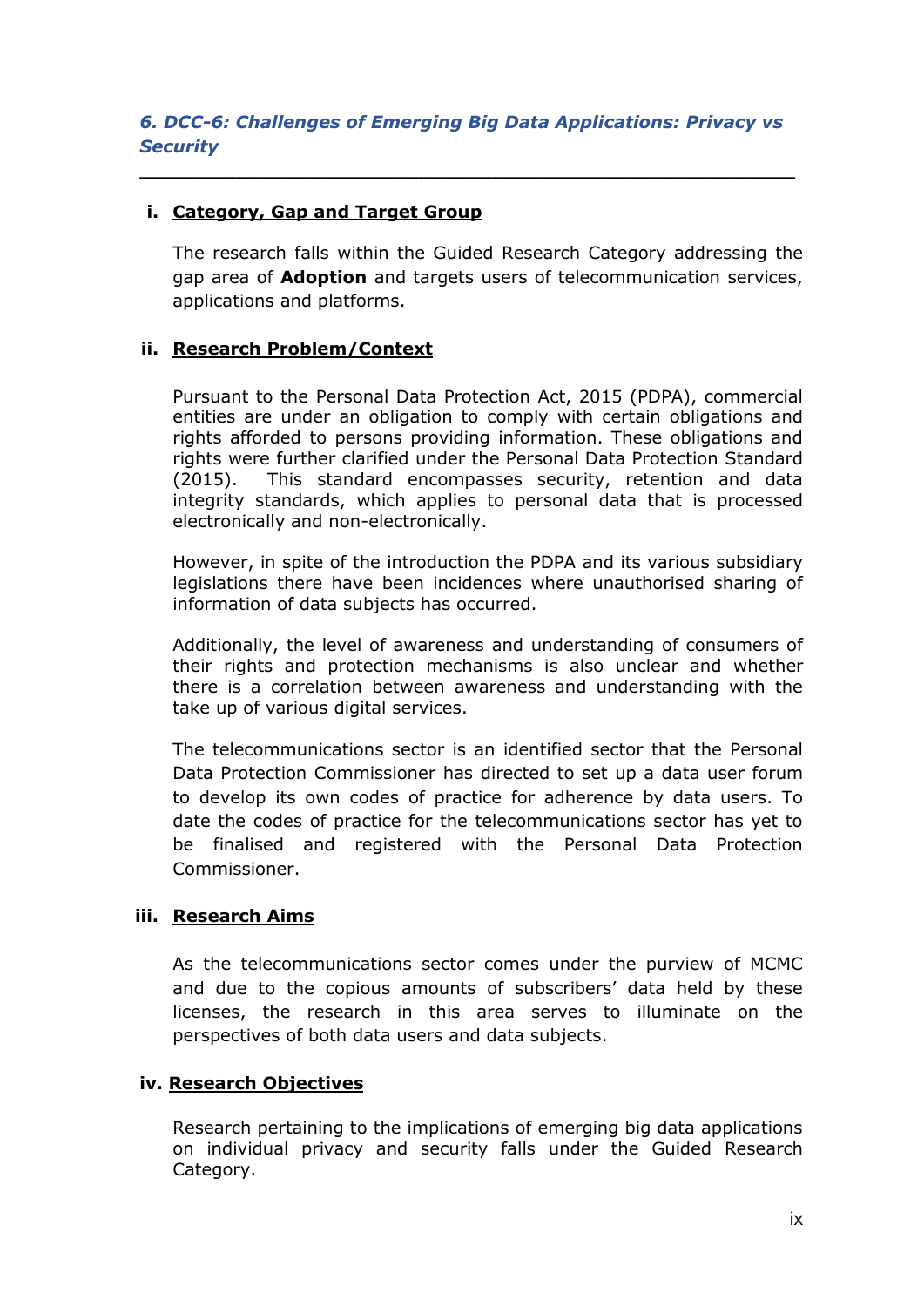## *6. DCC-6: Challenges of Emerging Big Data Applications: Privacy vs Security*

---

### i. Category, Gap and Target Group

The research falls within the Guided Research Category addressing the gap area of **Adoption** and targets users of telecommunication services, applications and platforms.

### ii. Research Problem/Context

Pursuant to the Personal Data Protection Act, 2015 (PDPA), commercial entities are under an obligation to comply with certain obligations and rights afforded to persons providing information. These obligations and rights were further clarified under the Personal Data Protection Standard (2015). This standard encompasses security, retention and data integrity standards, which applies to personal data that is processed electronically and non-electronically.

However, in spite of the introduction the PDPA and its various subsidiary legislations there have been incidences where unauthorised sharing of information of data subjects has occurred.

Additionally, the level of awareness and understanding of consumers of their rights and protection mechanisms is also unclear and whether there is a correlation between awareness and understanding with the take up of various digital services.

The telecommunications sector is an identified sector that the Personal Data Protection Commissioner has directed to set up a data user forum to develop its own codes of practice for adherence by data users. To date the codes of practice for the telecommunications sector has yet to be finalised and registered with the Personal Data Protection Commissioner.

### iii. Research Aims

As the telecommunications sector comes under the purview of MCMC and due to the copious amounts of subscribers' data held by these licenses, the research in this area serves to illuminate on the perspectives of both data users and data subjects.

### iv. Research Objectives

Research pertaining to the implications of emerging big data applications on individual privacy and security falls under the Guided Research Category.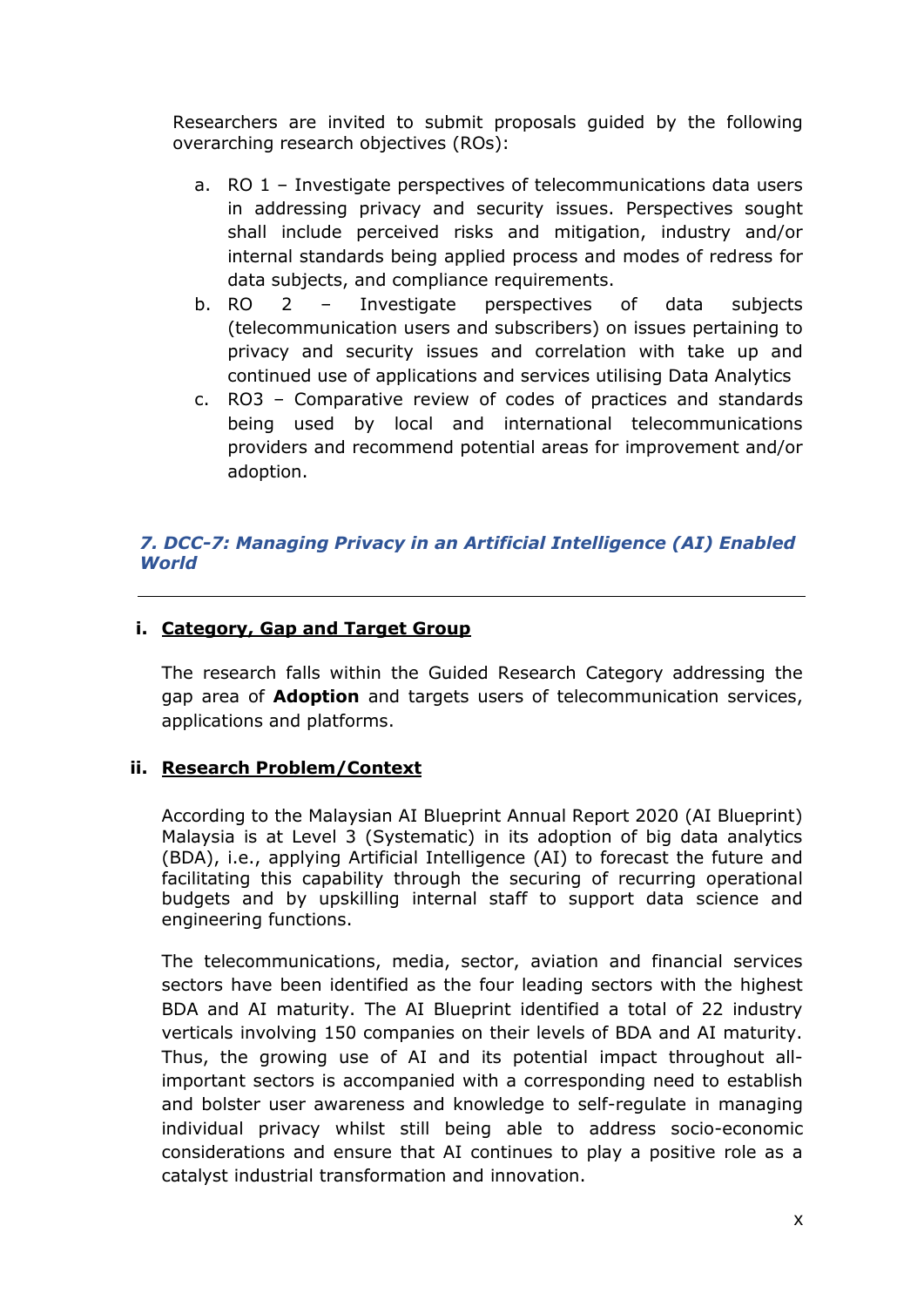Researchers are invited to submit proposals guided by the following overarching research objectives (ROs):

a. RO 1 – Investigate perspectives of telecommunications data users in addressing privacy and security issues. Perspectives sought shall include perceived risks and mitigation, industry and/or internal standards being applied process and modes of redress for data subjects, and compliance requirements.
b. RO 2 – Investigate perspectives of data subjects (telecommunication users and subscribers) on issues pertaining to privacy and security issues and correlation with take up and continued use of applications and services utilising Data Analytics
c. RO3 – Comparative review of codes of practices and standards being used by local and international telecommunications providers and recommend potential areas for improvement and/or adoption.

### *7. DCC-7: Managing Privacy in an Artificial Intelligence (AI) Enabled World*

---

#### i. Category, Gap and Target Group

The research falls within the Guided Research Category addressing the gap area of **Adoption** and targets users of telecommunication services, applications and platforms.

#### ii. Research Problem/Context

According to the Malaysian AI Blueprint Annual Report 2020 (AI Blueprint) Malaysia is at Level 3 (Systematic) in its adoption of big data analytics (BDA), i.e., applying Artificial Intelligence (AI) to forecast the future and facilitating this capability through the securing of recurring operational budgets and by upskilling internal staff to support data science and engineering functions.

The telecommunications, media, sector, aviation and financial services sectors have been identified as the four leading sectors with the highest BDA and AI maturity. The AI Blueprint identified a total of 22 industry verticals involving 150 companies on their levels of BDA and AI maturity. Thus, the growing use of AI and its potential impact throughout all-important sectors is accompanied with a corresponding need to establish and bolster user awareness and knowledge to self-regulate in managing individual privacy whilst still being able to address socio-economic considerations and ensure that AI continues to play a positive role as a catalyst industrial transformation and innovation.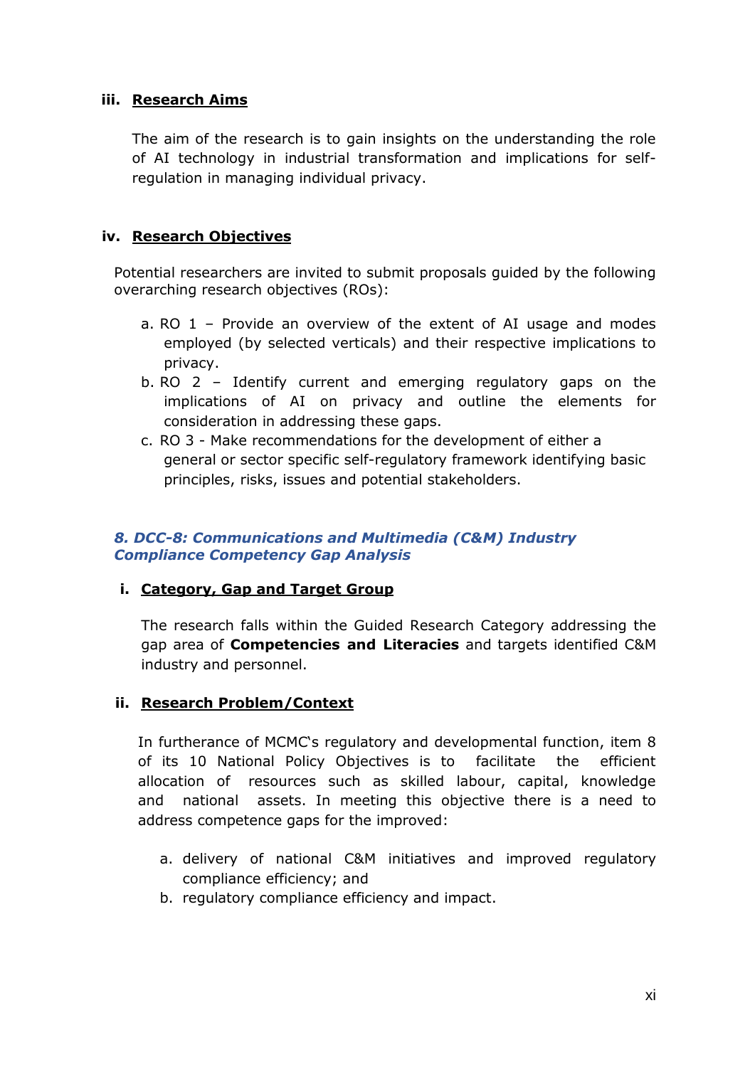### iii. Research Aims

The aim of the research is to gain insights on the understanding the role of AI technology in industrial transformation and implications for self-regulation in managing individual privacy.

### iv. Research Objectives

Potential researchers are invited to submit proposals guided by the following overarching research objectives (ROs):

a. RO 1 – Provide an overview of the extent of AI usage and modes employed (by selected verticals) and their respective implications to privacy.
b. RO 2 – Identify current and emerging regulatory gaps on the implications of AI on privacy and outline the elements for consideration in addressing these gaps.
c. RO 3 - Make recommendations for the development of either a general or sector specific self-regulatory framework identifying basic principles, risks, issues and potential stakeholders.

## *8. DCC-8: Communications and Multimedia (C&M) Industry Compliance Competency Gap Analysis*

### i. Category, Gap and Target Group

The research falls within the Guided Research Category addressing the gap area of **Competencies and Literacies** and targets identified C&M industry and personnel.

### ii. Research Problem/Context

In furtherance of MCMC's regulatory and developmental function, item 8 of its 10 National Policy Objectives is to facilitate the efficient allocation of resources such as skilled labour, capital, knowledge and national assets. In meeting this objective there is a need to address competence gaps for the improved:

a. delivery of national C&M initiatives and improved regulatory compliance efficiency; and
b. regulatory compliance efficiency and impact.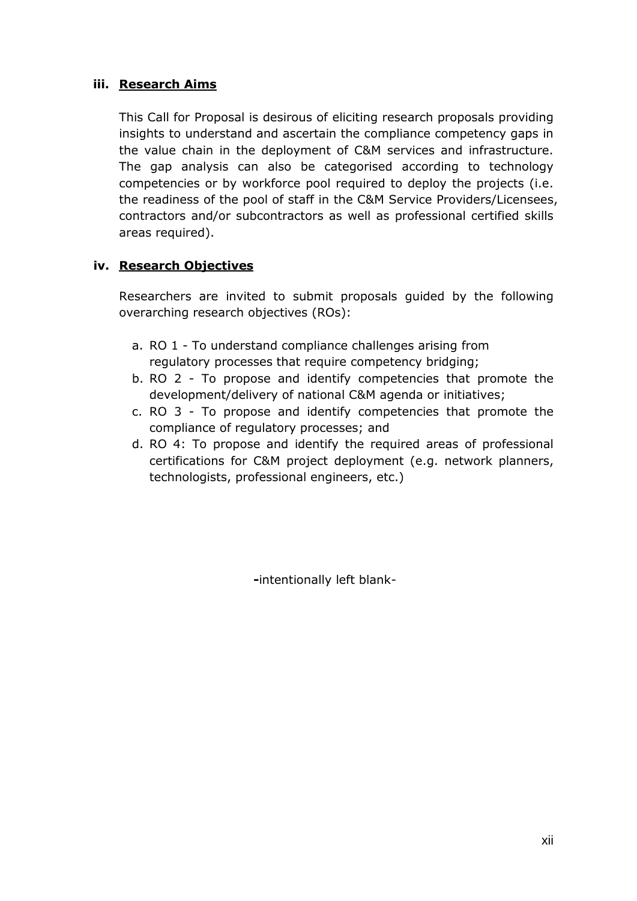### iii. **Research Aims**

This Call for Proposal is desirous of eliciting research proposals providing insights to understand and ascertain the compliance competency gaps in the value chain in the deployment of C&M services and infrastructure. The gap analysis can also be categorised according to technology competencies or by workforce pool required to deploy the projects (i.e. the readiness of the pool of staff in the C&M Service Providers/Licensees, contractors and/or subcontractors as well as professional certified skills areas required).

### iv. **Research Objectives**

Researchers are invited to submit proposals guided by the following overarching research objectives (ROs):

a. RO 1 - To understand compliance challenges arising from regulatory processes that require competency bridging;
b. RO 2 - To propose and identify competencies that promote the development/delivery of national C&M agenda or initiatives;
c. RO 3 - To propose and identify competencies that promote the compliance of regulatory processes; and
d. RO 4: To propose and identify the required areas of professional certifications for C&M project deployment (e.g. network planners, technologists, professional engineers, etc.)

-intentionally left blank-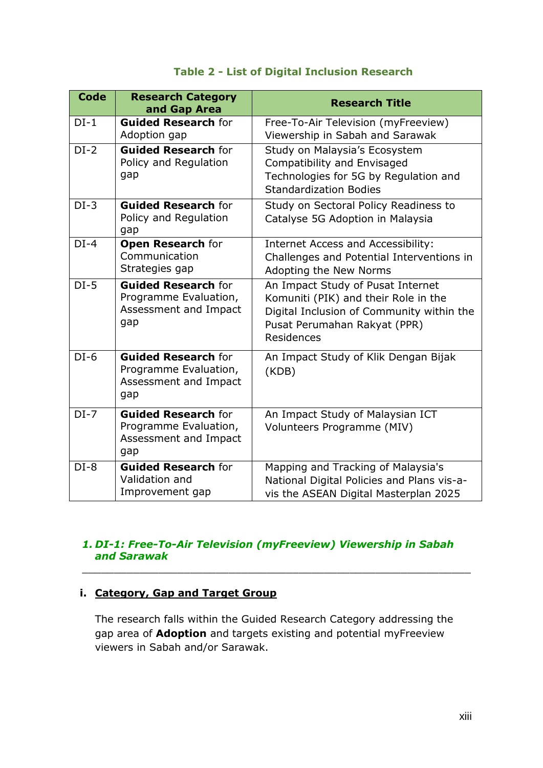**Table 2 - List of Digital Inclusion Research**

| Code | Research Category and Gap Area | Research Title |
|---|---|---|
| DI-1 | **Guided Research** for Adoption gap | Free-To-Air Television (myFreeview) Viewership in Sabah and Sarawak |
| DI-2 | **Guided Research** for Policy and Regulation gap | Study on Malaysia's Ecosystem Compatibility and Envisaged Technologies for 5G by Regulation and Standardization Bodies |
| DI-3 | **Guided Research** for Policy and Regulation gap | Study on Sectoral Policy Readiness to Catalyse 5G Adoption in Malaysia |
| DI-4 | **Open Research** for Communication Strategies gap | Internet Access and Accessibility: Challenges and Potential Interventions in Adopting the New Norms |
| DI-5 | **Guided Research** for Programme Evaluation, Assessment and Impact gap | An Impact Study of Pusat Internet Komuniti (PIK) and their Role in the Digital Inclusion of Community within the Pusat Perumahan Rakyat (PPR) Residences |
| DI-6 | **Guided Research** for Programme Evaluation, Assessment and Impact gap | An Impact Study of Klik Dengan Bijak (KDB) |
| DI-7 | **Guided Research** for Programme Evaluation, Assessment and Impact gap | An Impact Study of Malaysian ICT Volunteers Programme (MIV) |
| DI-8 | **Guided Research** for Validation and Improvement gap | Mapping and Tracking of Malaysia's National Digital Policies and Plans vis-a-vis the ASEAN Digital Masterplan 2025 |

## *1. DI-1: Free-To-Air Television (myFreeview) Viewership in Sabah and Sarawak*

---

### i. Category, Gap and Target Group

The research falls within the Guided Research Category addressing the gap area of **Adoption** and targets existing and potential myFreeview viewers in Sabah and/or Sarawak.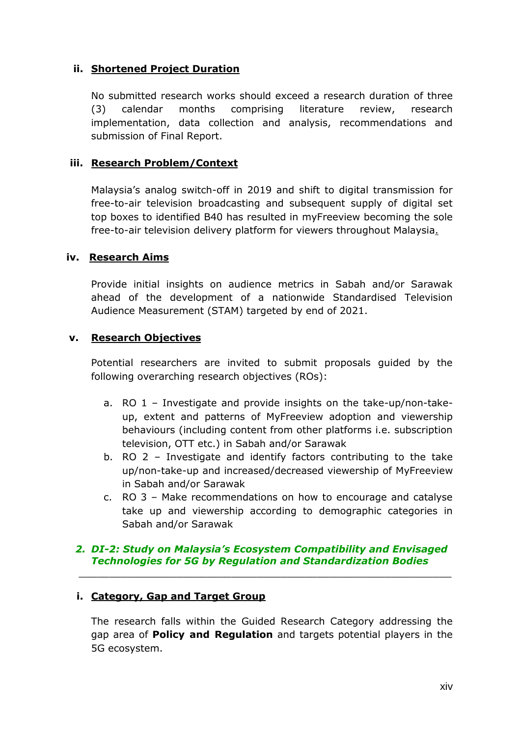#### ii. Shortened Project Duration

No submitted research works should exceed a research duration of three (3) calendar months comprising literature review, research implementation, data collection and analysis, recommendations and submission of Final Report.

#### iii. Research Problem/Context

Malaysia's analog switch-off in 2019 and shift to digital transmission for free-to-air television broadcasting and subsequent supply of digital set top boxes to identified B40 has resulted in myFreeview becoming the sole free-to-air television delivery platform for viewers throughout Malaysia.

#### iv. Research Aims

Provide initial insights on audience metrics in Sabah and/or Sarawak ahead of the development of a nationwide Standardised Television Audience Measurement (STAM) targeted by end of 2021.

#### v. Research Objectives

Potential researchers are invited to submit proposals guided by the following overarching research objectives (ROs):

a. RO 1 – Investigate and provide insights on the take-up/non-take-up, extent and patterns of MyFreeview adoption and viewership behaviours (including content from other platforms i.e. subscription television, OTT etc.) in Sabah and/or Sarawak
b. RO 2 – Investigate and identify factors contributing to the take up/non-take-up and increased/decreased viewership of MyFreeview in Sabah and/or Sarawak
c. RO 3 – Make recommendations on how to encourage and catalyse take up and viewership according to demographic categories in Sabah and/or Sarawak

### *2. DI-2: Study on Malaysia's Ecosystem Compatibility and Envisaged Technologies for 5G by Regulation and Standardization Bodies*

---

#### i. Category, Gap and Target Group

The research falls within the Guided Research Category addressing the gap area of **Policy and Regulation** and targets potential players in the 5G ecosystem.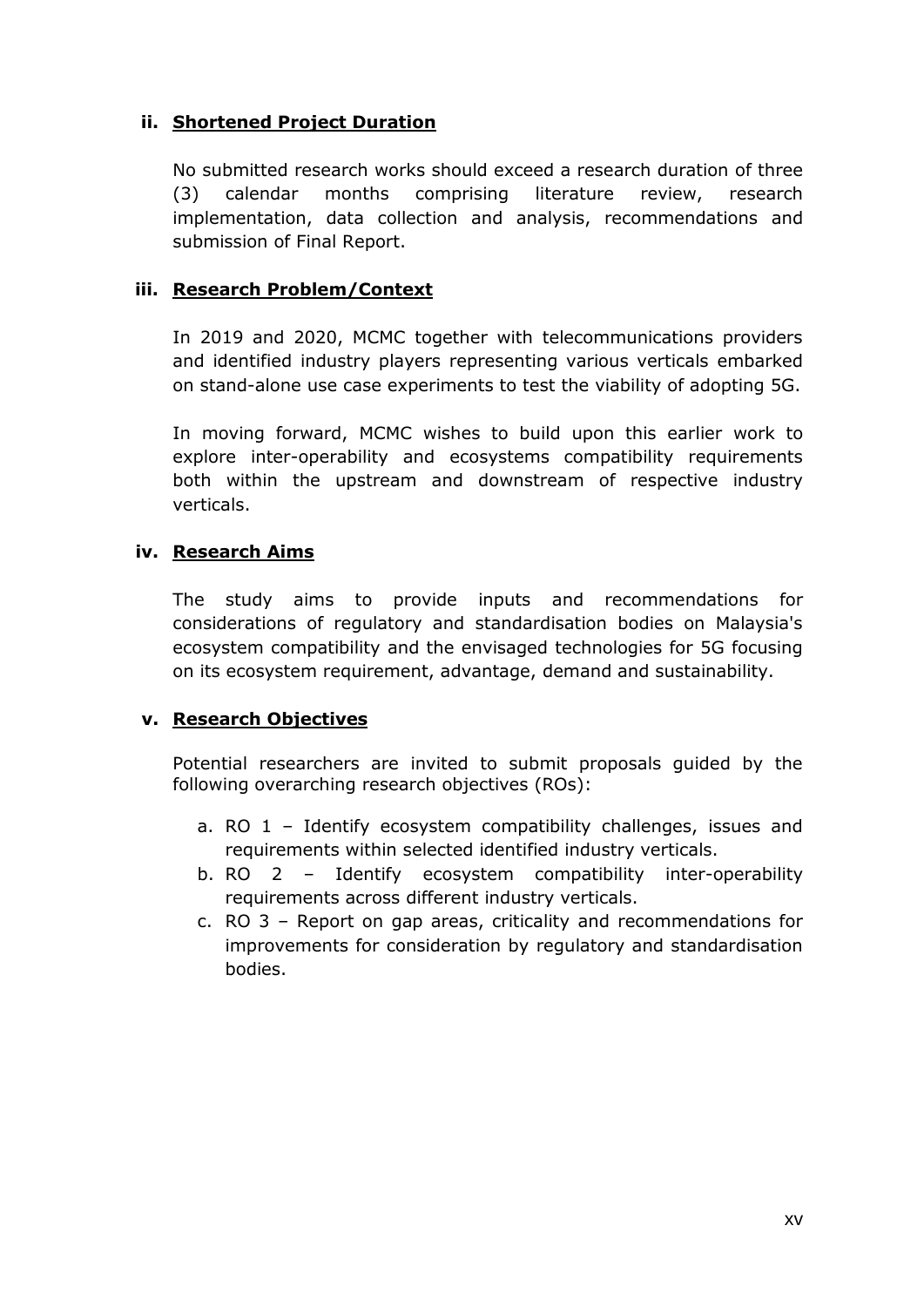### ii. Shortened Project Duration

No submitted research works should exceed a research duration of three (3) calendar months comprising literature review, research implementation, data collection and analysis, recommendations and submission of Final Report.

### iii. Research Problem/Context

In 2019 and 2020, MCMC together with telecommunications providers and identified industry players representing various verticals embarked on stand-alone use case experiments to test the viability of adopting 5G.

In moving forward, MCMC wishes to build upon this earlier work to explore inter-operability and ecosystems compatibility requirements both within the upstream and downstream of respective industry verticals.

### iv. Research Aims

The study aims to provide inputs and recommendations for considerations of regulatory and standardisation bodies on Malaysia's ecosystem compatibility and the envisaged technologies for 5G focusing on its ecosystem requirement, advantage, demand and sustainability.

### v. Research Objectives

Potential researchers are invited to submit proposals guided by the following overarching research objectives (ROs):

a. RO 1 – Identify ecosystem compatibility challenges, issues and requirements within selected identified industry verticals.
b. RO 2 – Identify ecosystem compatibility inter-operability requirements across different industry verticals.
c. RO 3 – Report on gap areas, criticality and recommendations for improvements for consideration by regulatory and standardisation bodies.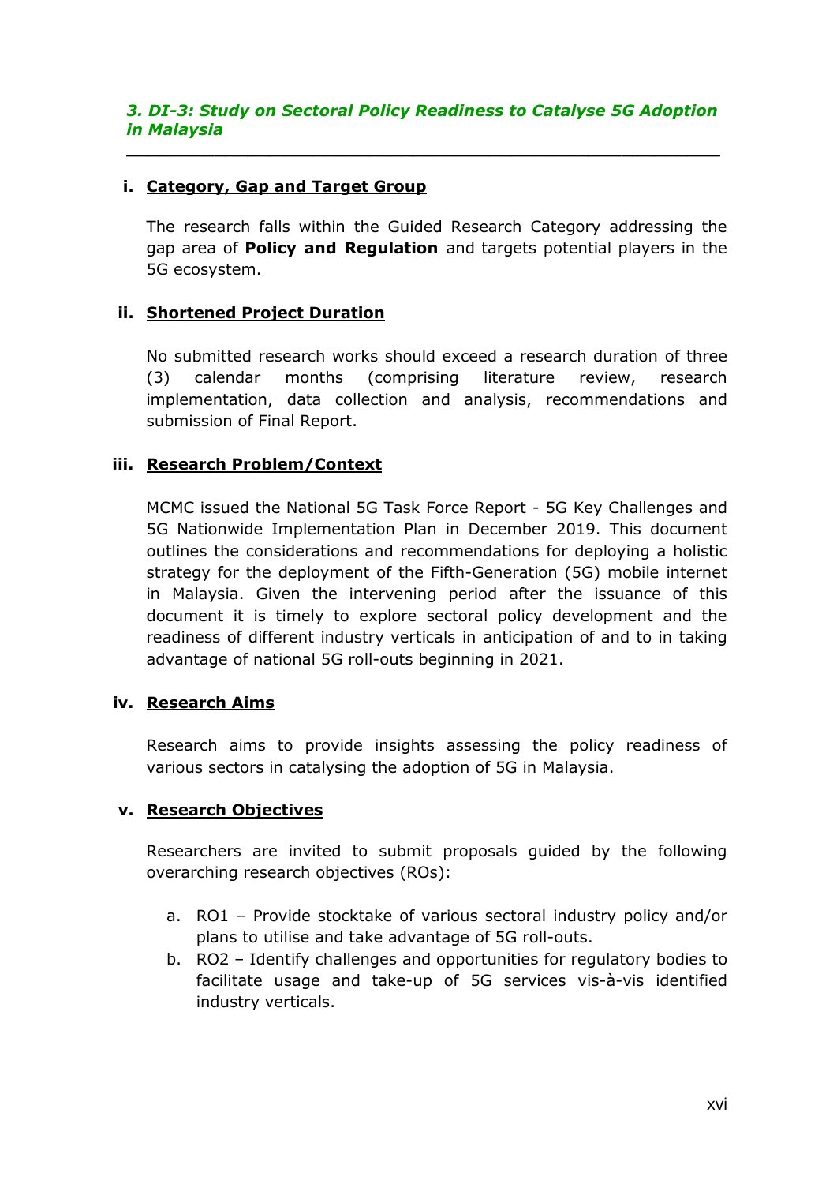### *3. DI-3: Study on Sectoral Policy Readiness to Catalyse 5G Adoption in Malaysia*

---

**i. <u>Category, Gap and Target Group</u>**

The research falls within the Guided Research Category addressing the gap area of **Policy and Regulation** and targets potential players in the 5G ecosystem.

**ii. <u>Shortened Project Duration</u>**

No submitted research works should exceed a research duration of three (3) calendar months (comprising literature review, research implementation, data collection and analysis, recommendations and submission of Final Report.

**iii. <u>Research Problem/Context</u>**

MCMC issued the National 5G Task Force Report - 5G Key Challenges and 5G Nationwide Implementation Plan in December 2019. This document outlines the considerations and recommendations for deploying a holistic strategy for the deployment of the Fifth-Generation (5G) mobile internet in Malaysia. Given the intervening period after the issuance of this document it is timely to explore sectoral policy development and the readiness of different industry verticals in anticipation of and to in taking advantage of national 5G roll-outs beginning in 2021.

**iv. <u>Research Aims</u>**

Research aims to provide insights assessing the policy readiness of various sectors in catalysing the adoption of 5G in Malaysia.

**v. <u>Research Objectives</u>**

Researchers are invited to submit proposals guided by the following overarching research objectives (ROs):

a. RO1 – Provide stocktake of various sectoral industry policy and/or plans to utilise and take advantage of 5G roll-outs.
b. RO2 – Identify challenges and opportunities for regulatory bodies to facilitate usage and take-up of 5G services vis-à-vis identified industry verticals.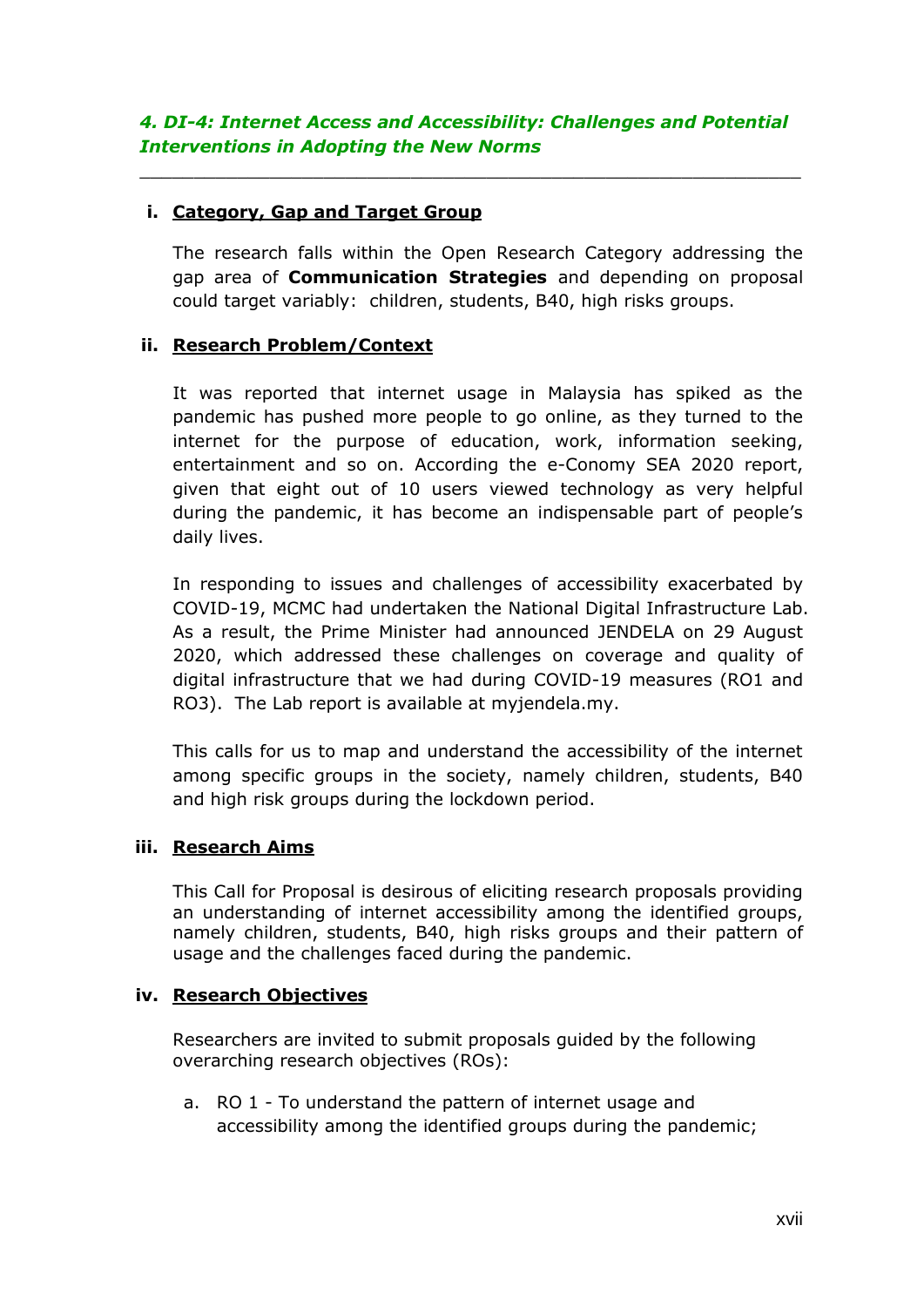### *4. DI-4: Internet Access and Accessibility: Challenges and Potential Interventions in Adopting the New Norms*

---

**i. Category, Gap and Target Group**

The research falls within the Open Research Category addressing the gap area of **Communication Strategies** and depending on proposal could target variably: children, students, B40, high risks groups.

**ii. Research Problem/Context**

It was reported that internet usage in Malaysia has spiked as the pandemic has pushed more people to go online, as they turned to the internet for the purpose of education, work, information seeking, entertainment and so on. According the e-Conomy SEA 2020 report, given that eight out of 10 users viewed technology as very helpful during the pandemic, it has become an indispensable part of people's daily lives.

In responding to issues and challenges of accessibility exacerbated by COVID-19, MCMC had undertaken the National Digital Infrastructure Lab. As a result, the Prime Minister had announced JENDELA on 29 August 2020, which addressed these challenges on coverage and quality of digital infrastructure that we had during COVID-19 measures (RO1 and RO3). The Lab report is available at myjendela.my.

This calls for us to map and understand the accessibility of the internet among specific groups in the society, namely children, students, B40 and high risk groups during the lockdown period.

**iii. Research Aims**

This Call for Proposal is desirous of eliciting research proposals providing an understanding of internet accessibility among the identified groups, namely children, students, B40, high risks groups and their pattern of usage and the challenges faced during the pandemic.

**iv. Research Objectives**

Researchers are invited to submit proposals guided by the following overarching research objectives (ROs):

a. RO 1 - To understand the pattern of internet usage and accessibility among the identified groups during the pandemic;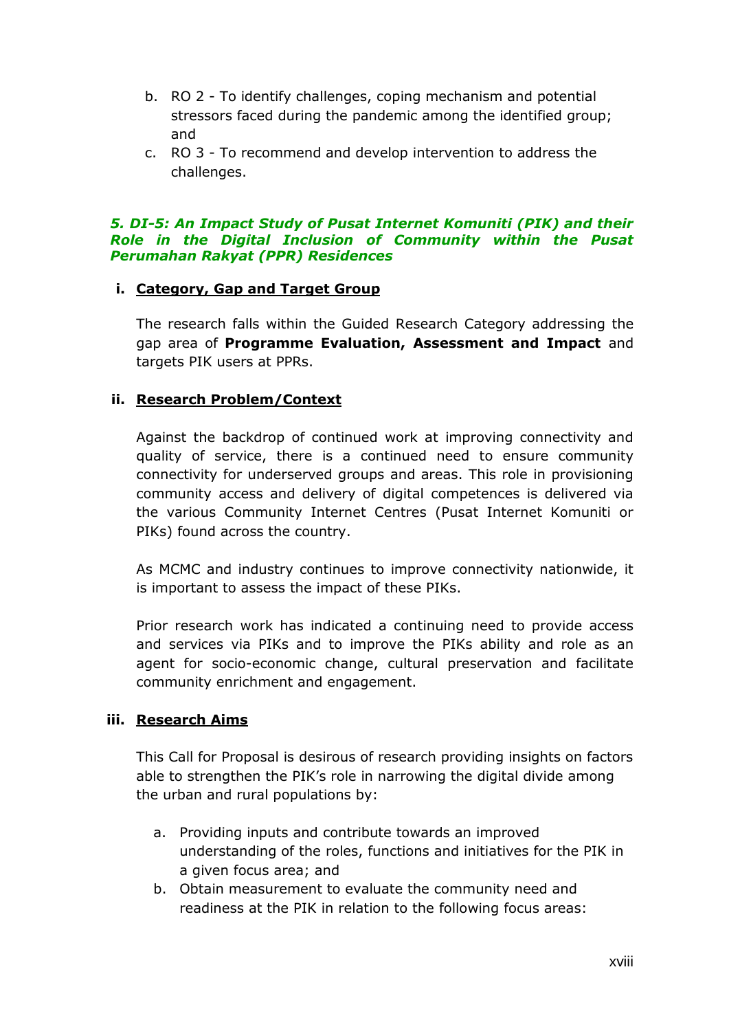b. RO 2 - To identify challenges, coping mechanism and potential stressors faced during the pandemic among the identified group; and
c. RO 3 - To recommend and develop intervention to address the challenges.

### *5. DI-5: An Impact Study of Pusat Internet Komuniti (PIK) and their Role in the Digital Inclusion of Community within the Pusat Perumahan Rakyat (PPR) Residences*

**i. Category, Gap and Target Group**

The research falls within the Guided Research Category addressing the gap area of **Programme Evaluation, Assessment and Impact** and targets PIK users at PPRs.

**ii. Research Problem/Context**

Against the backdrop of continued work at improving connectivity and quality of service, there is a continued need to ensure community connectivity for underserved groups and areas. This role in provisioning community access and delivery of digital competences is delivered via the various Community Internet Centres (Pusat Internet Komuniti or PIKs) found across the country.

As MCMC and industry continues to improve connectivity nationwide, it is important to assess the impact of these PIKs.

Prior research work has indicated a continuing need to provide access and services via PIKs and to improve the PIKs ability and role as an agent for socio-economic change, cultural preservation and facilitate community enrichment and engagement.

**iii. Research Aims**

This Call for Proposal is desirous of research providing insights on factors able to strengthen the PIK's role in narrowing the digital divide among the urban and rural populations by:

a. Providing inputs and contribute towards an improved understanding of the roles, functions and initiatives for the PIK in a given focus area; and
b. Obtain measurement to evaluate the community need and readiness at the PIK in relation to the following focus areas: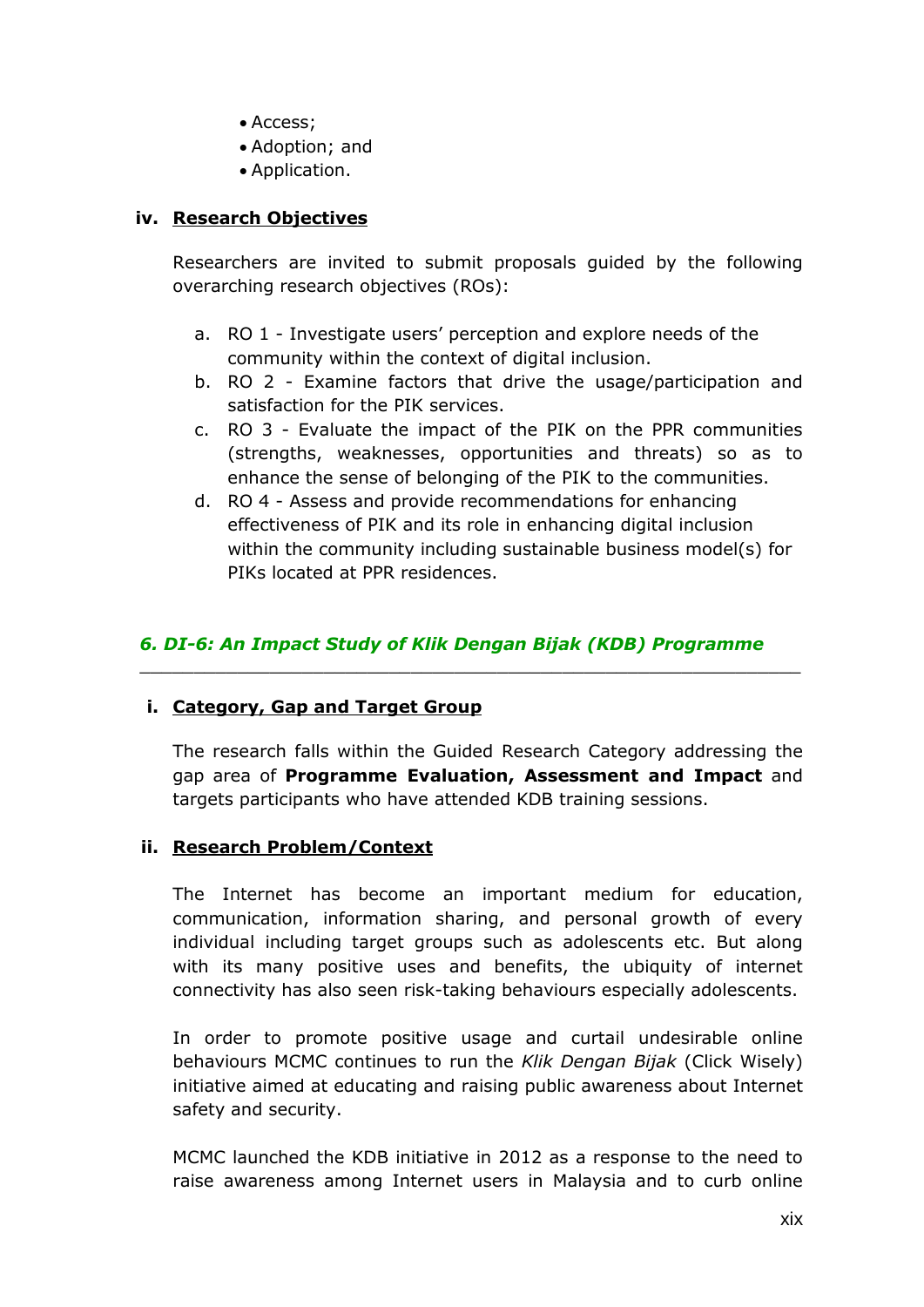- Access;
- Adoption; and
- Application.

**iv. Research Objectives**

Researchers are invited to submit proposals guided by the following overarching research objectives (ROs):

a. RO 1 - Investigate users' perception and explore needs of the community within the context of digital inclusion.
b. RO 2 - Examine factors that drive the usage/participation and satisfaction for the PIK services.
c. RO 3 - Evaluate the impact of the PIK on the PPR communities (strengths, weaknesses, opportunities and threats) so as to enhance the sense of belonging of the PIK to the communities.
d. RO 4 - Assess and provide recommendations for enhancing effectiveness of PIK and its role in enhancing digital inclusion within the community including sustainable business model(s) for PIKs located at PPR residences.

## *6. DI-6: An Impact Study of Klik Dengan Bijak (KDB) Programme*

---

**i. Category, Gap and Target Group**

The research falls within the Guided Research Category addressing the gap area of **Programme Evaluation, Assessment and Impact** and targets participants who have attended KDB training sessions.

**ii. Research Problem/Context**

The Internet has become an important medium for education, communication, information sharing, and personal growth of every individual including target groups such as adolescents etc. But along with its many positive uses and benefits, the ubiquity of internet connectivity has also seen risk-taking behaviours especially adolescents.

In order to promote positive usage and curtail undesirable online behaviours MCMC continues to run the *Klik Dengan Bijak* (Click Wisely) initiative aimed at educating and raising public awareness about Internet safety and security.

MCMC launched the KDB initiative in 2012 as a response to the need to raise awareness among Internet users in Malaysia and to curb online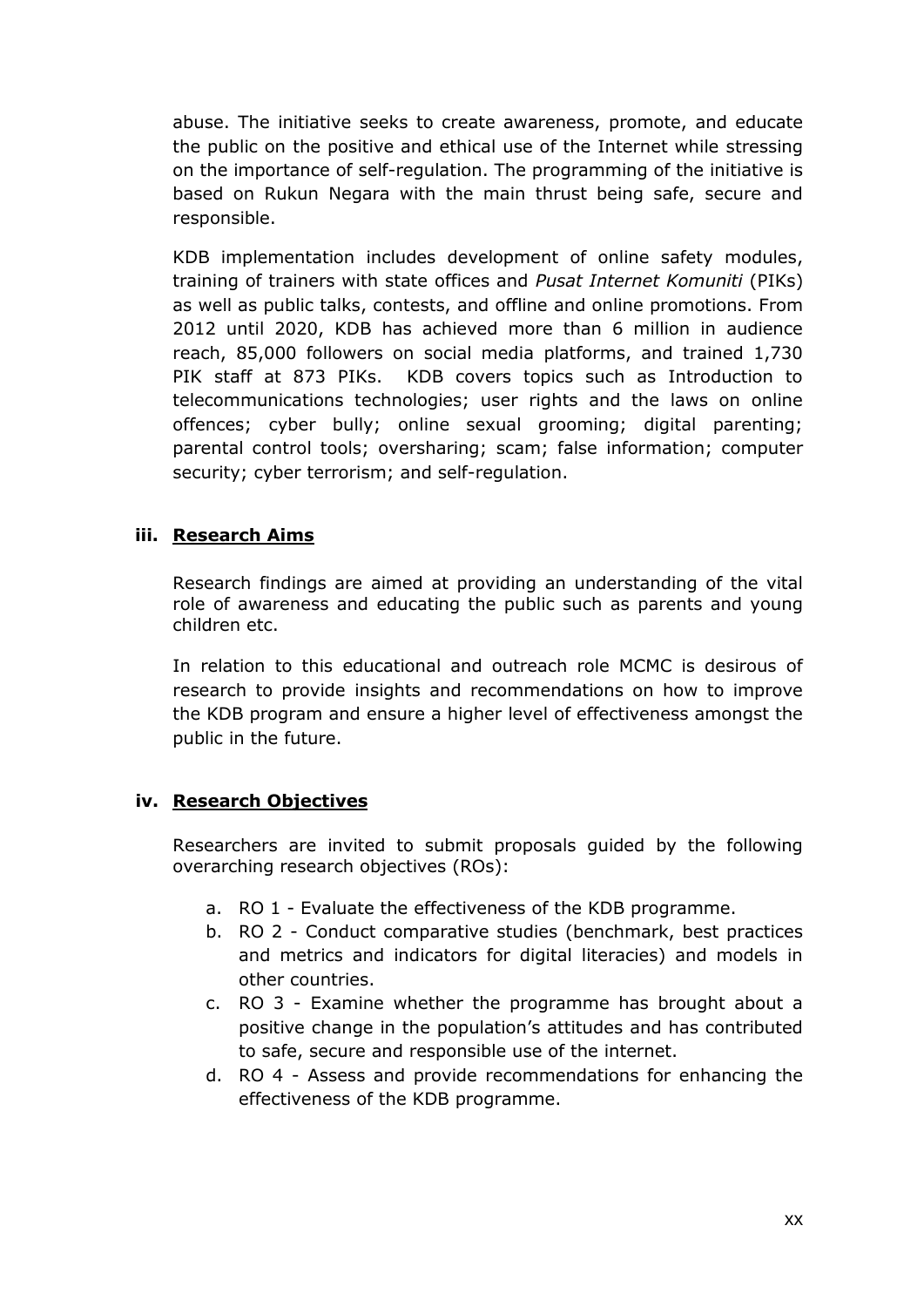abuse. The initiative seeks to create awareness, promote, and educate the public on the positive and ethical use of the Internet while stressing on the importance of self-regulation. The programming of the initiative is based on Rukun Negara with the main thrust being safe, secure and responsible.

KDB implementation includes development of online safety modules, training of trainers with state offices and *Pusat Internet Komuniti* (PIKs) as well as public talks, contests, and offline and online promotions. From 2012 until 2020, KDB has achieved more than 6 million in audience reach, 85,000 followers on social media platforms, and trained 1,730 PIK staff at 873 PIKs. KDB covers topics such as Introduction to telecommunications technologies; user rights and the laws on online offences; cyber bully; online sexual grooming; digital parenting; parental control tools; oversharing; scam; false information; computer security; cyber terrorism; and self-regulation.

### iii. Research Aims

Research findings are aimed at providing an understanding of the vital role of awareness and educating the public such as parents and young children etc.

In relation to this educational and outreach role MCMC is desirous of research to provide insights and recommendations on how to improve the KDB program and ensure a higher level of effectiveness amongst the public in the future.

### iv. Research Objectives

Researchers are invited to submit proposals guided by the following overarching research objectives (ROs):

a. RO 1 - Evaluate the effectiveness of the KDB programme.
b. RO 2 - Conduct comparative studies (benchmark, best practices and metrics and indicators for digital literacies) and models in other countries.
c. RO 3 - Examine whether the programme has brought about a positive change in the population's attitudes and has contributed to safe, secure and responsible use of the internet.
d. RO 4 - Assess and provide recommendations for enhancing the effectiveness of the KDB programme.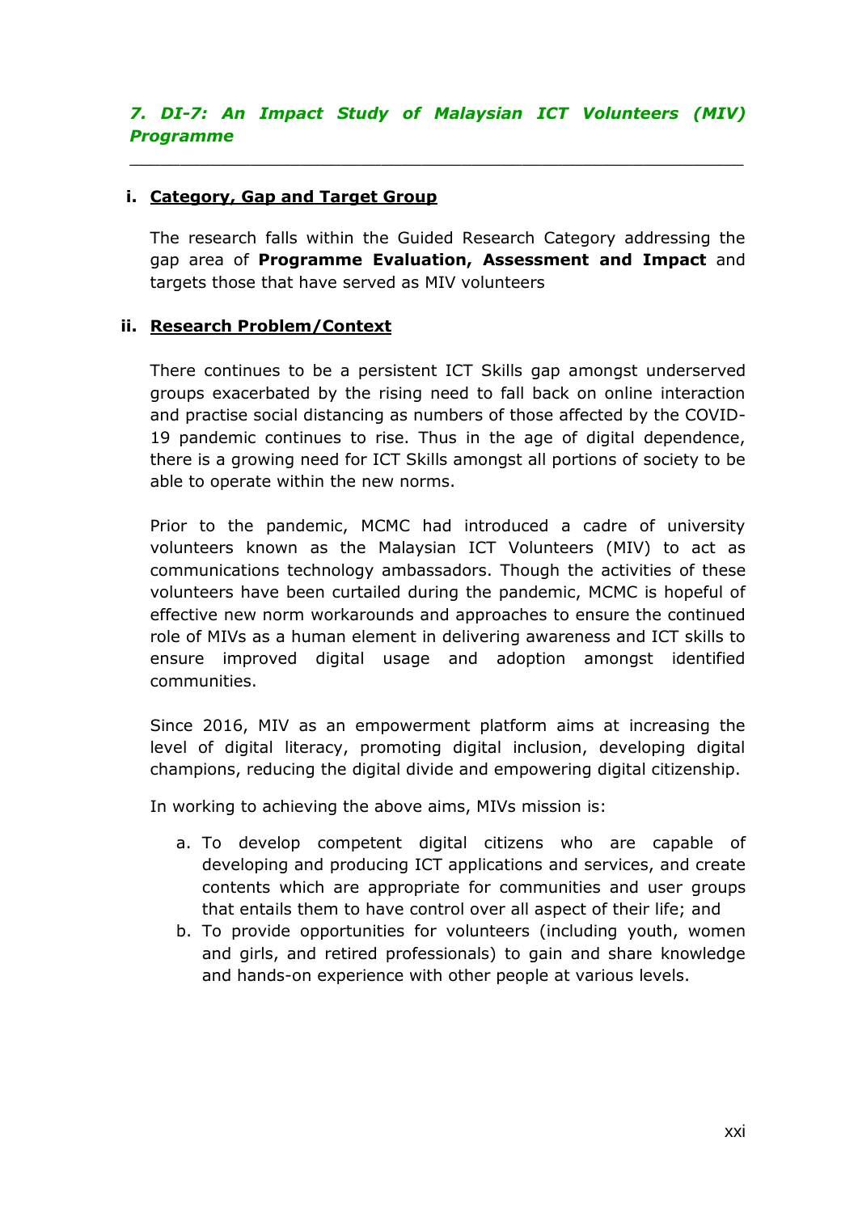### *7. DI-7: An Impact Study of Malaysian ICT Volunteers (MIV) Programme*

---

**i. Category, Gap and Target Group**

The research falls within the Guided Research Category addressing the gap area of **Programme Evaluation, Assessment and Impact** and targets those that have served as MIV volunteers

**ii. Research Problem/Context**

There continues to be a persistent ICT Skills gap amongst underserved groups exacerbated by the rising need to fall back on online interaction and practise social distancing as numbers of those affected by the COVID-19 pandemic continues to rise. Thus in the age of digital dependence, there is a growing need for ICT Skills amongst all portions of society to be able to operate within the new norms.

Prior to the pandemic, MCMC had introduced a cadre of university volunteers known as the Malaysian ICT Volunteers (MIV) to act as communications technology ambassadors. Though the activities of these volunteers have been curtailed during the pandemic, MCMC is hopeful of effective new norm workarounds and approaches to ensure the continued role of MIVs as a human element in delivering awareness and ICT skills to ensure improved digital usage and adoption amongst identified communities.

Since 2016, MIV as an empowerment platform aims at increasing the level of digital literacy, promoting digital inclusion, developing digital champions, reducing the digital divide and empowering digital citizenship.

In working to achieving the above aims, MIVs mission is:

a. To develop competent digital citizens who are capable of developing and producing ICT applications and services, and create contents which are appropriate for communities and user groups that entails them to have control over all aspect of their life; and
b. To provide opportunities for volunteers (including youth, women and girls, and retired professionals) to gain and share knowledge and hands-on experience with other people at various levels.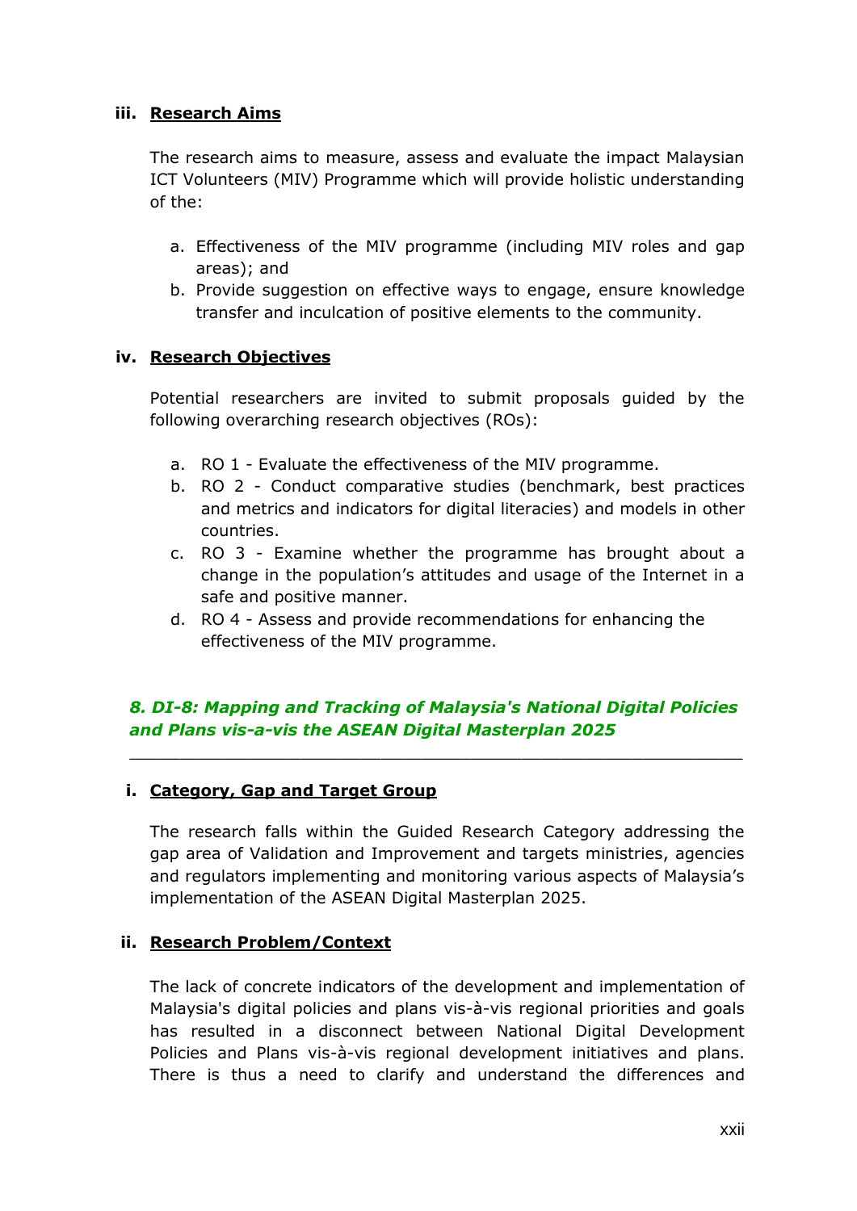### iii. Research Aims

The research aims to measure, assess and evaluate the impact Malaysian ICT Volunteers (MIV) Programme which will provide holistic understanding of the:

a. Effectiveness of the MIV programme (including MIV roles and gap areas); and
b. Provide suggestion on effective ways to engage, ensure knowledge transfer and inculcation of positive elements to the community.

### iv. Research Objectives

Potential researchers are invited to submit proposals guided by the following overarching research objectives (ROs):

a. RO 1 - Evaluate the effectiveness of the MIV programme.
b. RO 2 - Conduct comparative studies (benchmark, best practices and metrics and indicators for digital literacies) and models in other countries.
c. RO 3 - Examine whether the programme has brought about a change in the population's attitudes and usage of the Internet in a safe and positive manner.
d. RO 4 - Assess and provide recommendations for enhancing the effectiveness of the MIV programme.

## *8. DI-8: Mapping and Tracking of Malaysia's National Digital Policies and Plans vis-a-vis the ASEAN Digital Masterplan 2025*

---

### i. Category, Gap and Target Group

The research falls within the Guided Research Category addressing the gap area of Validation and Improvement and targets ministries, agencies and regulators implementing and monitoring various aspects of Malaysia's implementation of the ASEAN Digital Masterplan 2025.

### ii. Research Problem/Context

The lack of concrete indicators of the development and implementation of Malaysia's digital policies and plans vis-à-vis regional priorities and goals has resulted in a disconnect between National Digital Development Policies and Plans vis-à-vis regional development initiatives and plans. There is thus a need to clarify and understand the differences and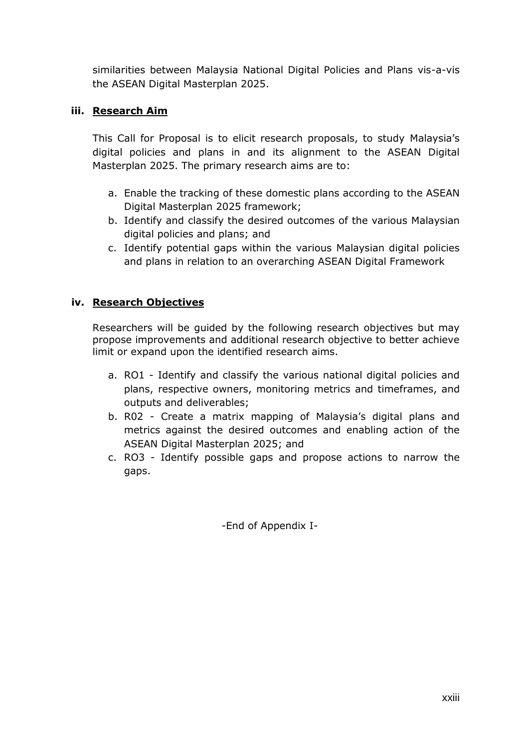similarities between Malaysia National Digital Policies and Plans vis-a-vis the ASEAN Digital Masterplan 2025.

### iii. Research Aim

This Call for Proposal is to elicit research proposals, to study Malaysia's digital policies and plans in and its alignment to the ASEAN Digital Masterplan 2025. The primary research aims are to:

a. Enable the tracking of these domestic plans according to the ASEAN Digital Masterplan 2025 framework;
b. Identify and classify the desired outcomes of the various Malaysian digital policies and plans; and
c. Identify potential gaps within the various Malaysian digital policies and plans in relation to an overarching ASEAN Digital Framework

### iv. Research Objectives

Researchers will be guided by the following research objectives but may propose improvements and additional research objective to better achieve limit or expand upon the identified research aims.

a. RO1 - Identify and classify the various national digital policies and plans, respective owners, monitoring metrics and timeframes, and outputs and deliverables;
b. R02 - Create a matrix mapping of Malaysia's digital plans and metrics against the desired outcomes and enabling action of the ASEAN Digital Masterplan 2025; and
c. RO3 - Identify possible gaps and propose actions to narrow the gaps.

-End of Appendix I-